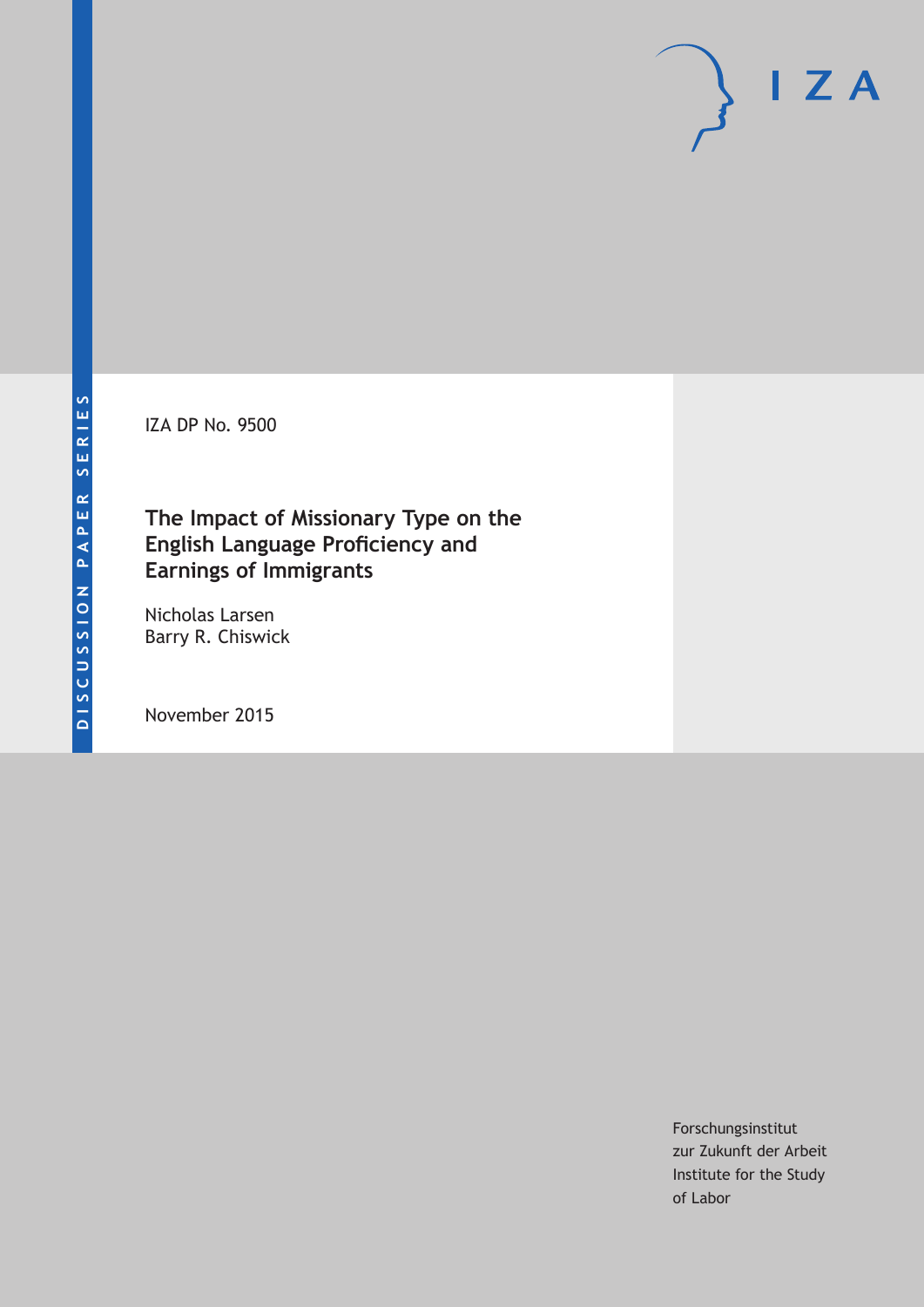DISCUSSION PAPER SERIES

IZA DP No. 9500

# The Impact of Missionary Type on the English Language Proficiency and Earnings of Immigrants

Nicholas Larsen
Barry R. Chiswick

November 2015

Forschungsinstitut
zur Zukunft der Arbeit
Institute for the Study
of Labor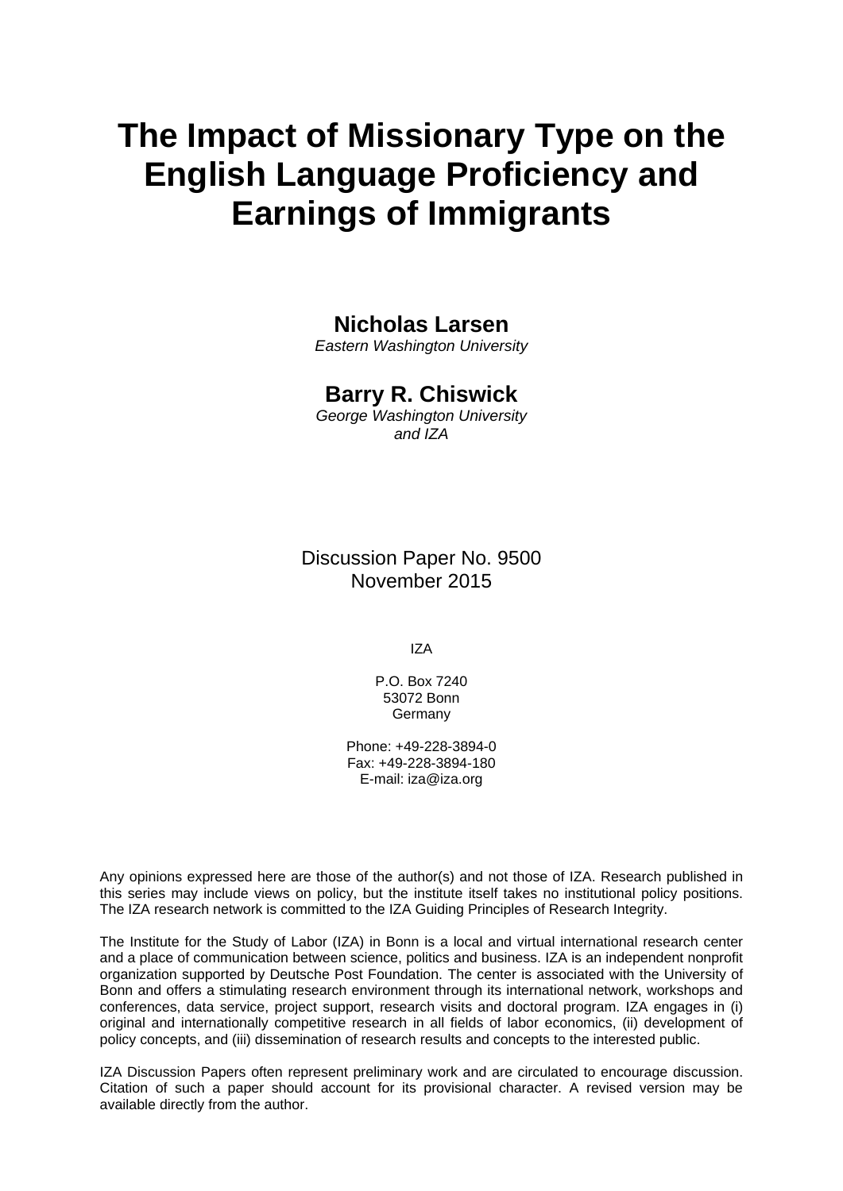# The Impact of Missionary Type on the English Language Proficiency and Earnings of Immigrants

**Nicholas Larsen**
*Eastern Washington University*

**Barry R. Chiswick**
*George Washington University and IZA*

Discussion Paper No. 9500
November 2015

IZA

P.O. Box 7240
53072 Bonn
Germany

Phone: +49-228-3894-0
Fax: +49-228-3894-180
E-mail: iza@iza.org

Any opinions expressed here are those of the author(s) and not those of IZA. Research published in this series may include views on policy, but the institute itself takes no institutional policy positions. The IZA research network is committed to the IZA Guiding Principles of Research Integrity.

The Institute for the Study of Labor (IZA) in Bonn is a local and virtual international research center and a place of communication between science, politics and business. IZA is an independent nonprofit organization supported by Deutsche Post Foundation. The center is associated with the University of Bonn and offers a stimulating research environment through its international network, workshops and conferences, data service, project support, research visits and doctoral program. IZA engages in (i) original and internationally competitive research in all fields of labor economics, (ii) development of policy concepts, and (iii) dissemination of research results and concepts to the interested public.

IZA Discussion Papers often represent preliminary work and are circulated to encourage discussion. Citation of such a paper should account for its provisional character. A revised version may be available directly from the author.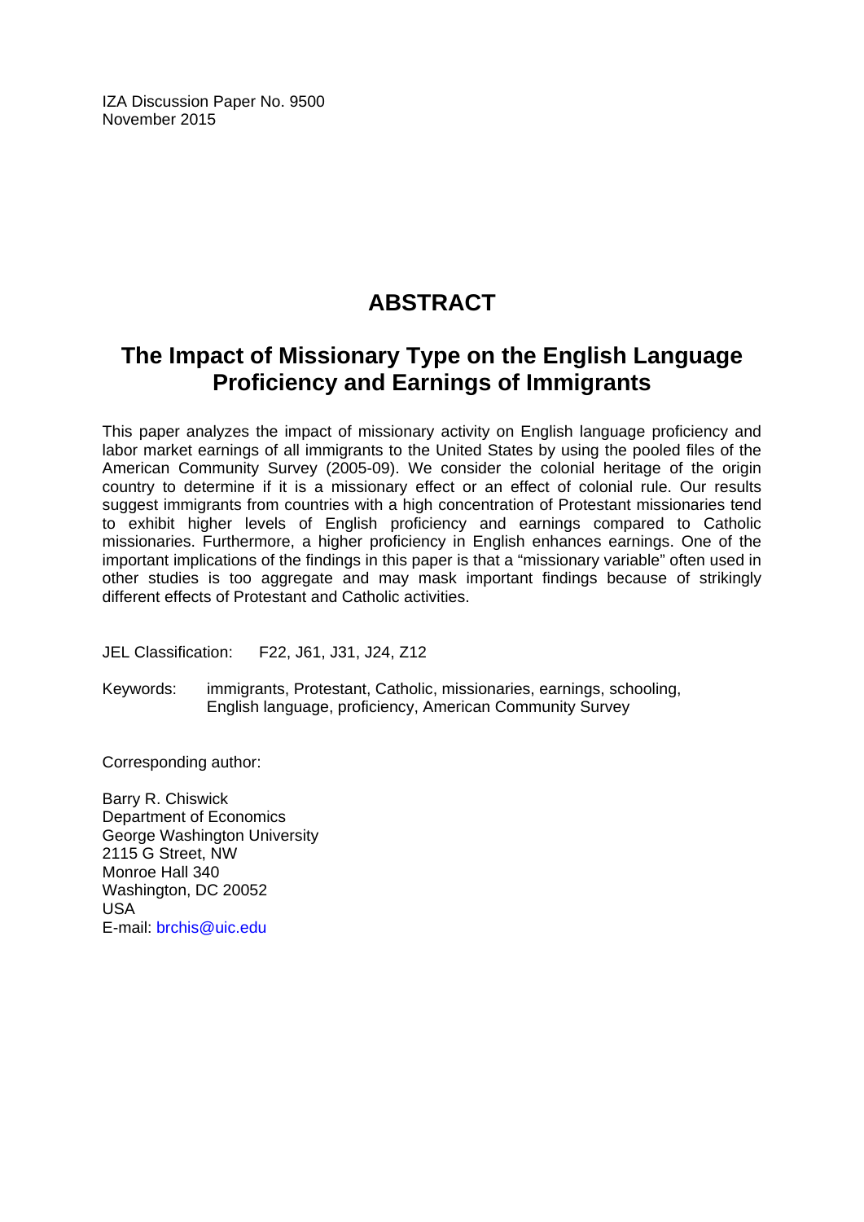IZA Discussion Paper No. 9500
November 2015

# ABSTRACT

## The Impact of Missionary Type on the English Language Proficiency and Earnings of Immigrants

This paper analyzes the impact of missionary activity on English language proficiency and labor market earnings of all immigrants to the United States by using the pooled files of the American Community Survey (2005-09). We consider the colonial heritage of the origin country to determine if it is a missionary effect or an effect of colonial rule. Our results suggest immigrants from countries with a high concentration of Protestant missionaries tend to exhibit higher levels of English proficiency and earnings compared to Catholic missionaries. Furthermore, a higher proficiency in English enhances earnings. One of the important implications of the findings in this paper is that a "missionary variable" often used in other studies is too aggregate and may mask important findings because of strikingly different effects of Protestant and Catholic activities.

JEL Classification: F22, J61, J31, J24, Z12

Keywords: immigrants, Protestant, Catholic, missionaries, earnings, schooling, English language, proficiency, American Community Survey

Corresponding author:

Barry R. Chiswick
Department of Economics
George Washington University
2115 G Street, NW
Monroe Hall 340
Washington, DC 20052
USA
E-mail: brchis@uic.edu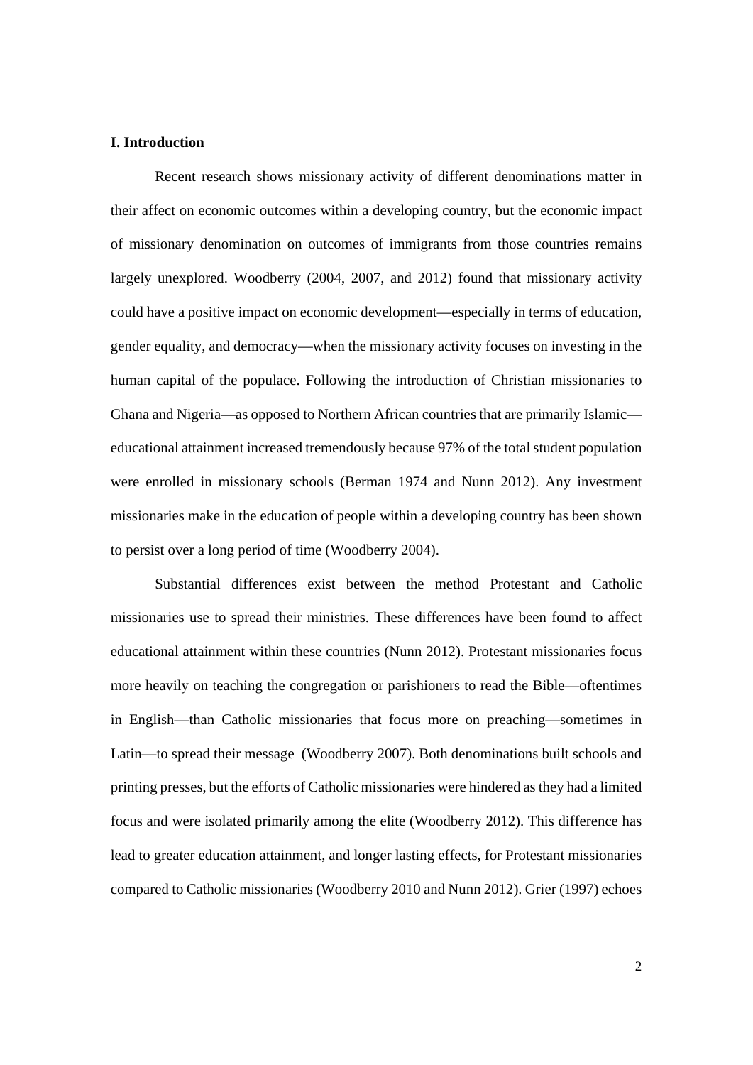## I. Introduction

Recent research shows missionary activity of different denominations matter in their affect on economic outcomes within a developing country, but the economic impact of missionary denomination on outcomes of immigrants from those countries remains largely unexplored. Woodberry (2004, 2007, and 2012) found that missionary activity could have a positive impact on economic development—especially in terms of education, gender equality, and democracy—when the missionary activity focuses on investing in the human capital of the populace. Following the introduction of Christian missionaries to Ghana and Nigeria—as opposed to Northern African countries that are primarily Islamic—educational attainment increased tremendously because 97% of the total student population were enrolled in missionary schools (Berman 1974 and Nunn 2012). Any investment missionaries make in the education of people within a developing country has been shown to persist over a long period of time (Woodberry 2004).

Substantial differences exist between the method Protestant and Catholic missionaries use to spread their ministries. These differences have been found to affect educational attainment within these countries (Nunn 2012). Protestant missionaries focus more heavily on teaching the congregation or parishioners to read the Bible—oftentimes in English—than Catholic missionaries that focus more on preaching—sometimes in Latin—to spread their message (Woodberry 2007). Both denominations built schools and printing presses, but the efforts of Catholic missionaries were hindered as they had a limited focus and were isolated primarily among the elite (Woodberry 2012). This difference has lead to greater education attainment, and longer lasting effects, for Protestant missionaries compared to Catholic missionaries (Woodberry 2010 and Nunn 2012). Grier (1997) echoes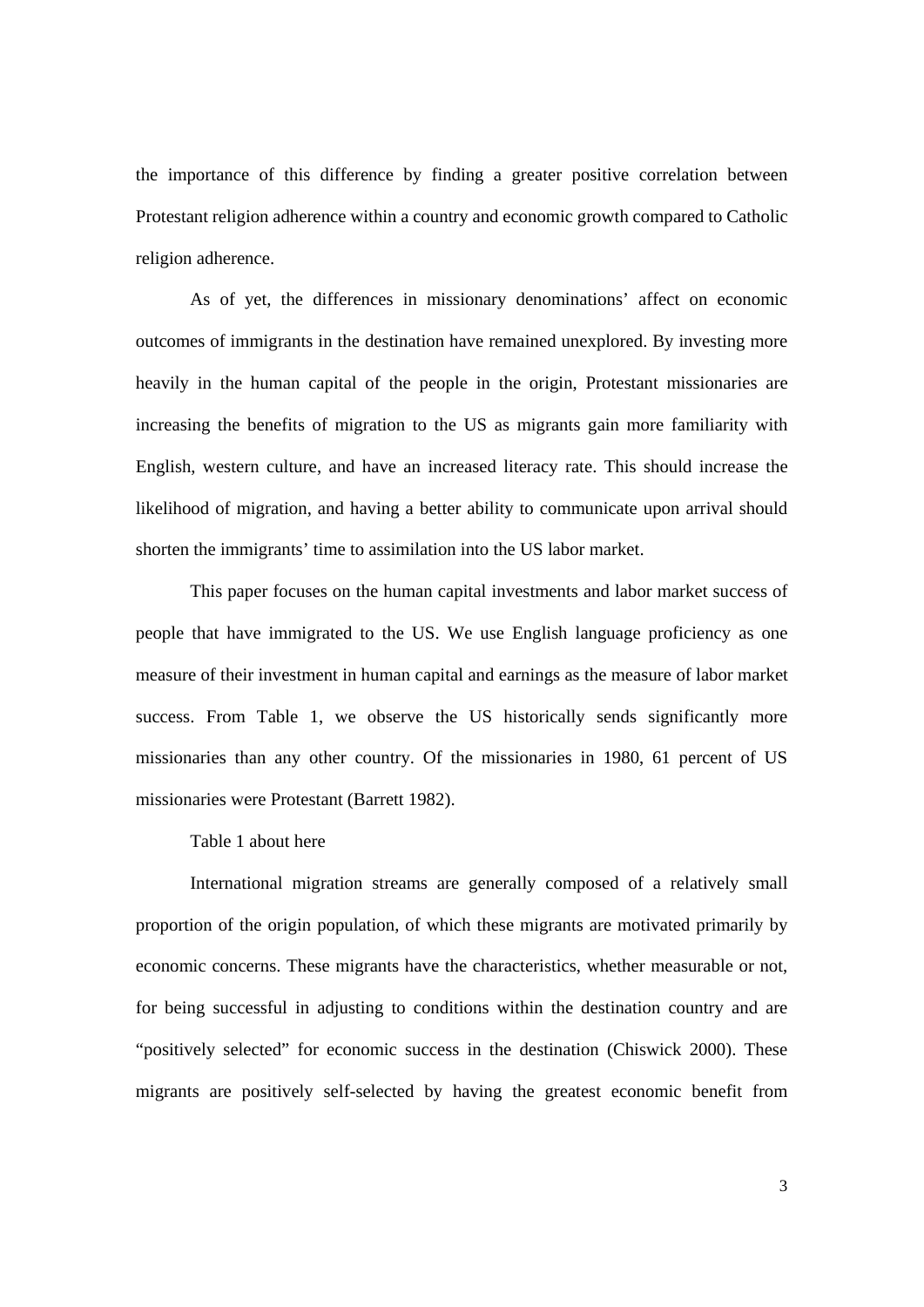the importance of this difference by finding a greater positive correlation between Protestant religion adherence within a country and economic growth compared to Catholic religion adherence.

As of yet, the differences in missionary denominations' affect on economic outcomes of immigrants in the destination have remained unexplored. By investing more heavily in the human capital of the people in the origin, Protestant missionaries are increasing the benefits of migration to the US as migrants gain more familiarity with English, western culture, and have an increased literacy rate. This should increase the likelihood of migration, and having a better ability to communicate upon arrival should shorten the immigrants' time to assimilation into the US labor market.

This paper focuses on the human capital investments and labor market success of people that have immigrated to the US. We use English language proficiency as one measure of their investment in human capital and earnings as the measure of labor market success. From Table 1, we observe the US historically sends significantly more missionaries than any other country. Of the missionaries in 1980, 61 percent of US missionaries were Protestant (Barrett 1982).

Table 1 about here

International migration streams are generally composed of a relatively small proportion of the origin population, of which these migrants are motivated primarily by economic concerns. These migrants have the characteristics, whether measurable or not, for being successful in adjusting to conditions within the destination country and are "positively selected" for economic success in the destination (Chiswick 2000). These migrants are positively self-selected by having the greatest economic benefit from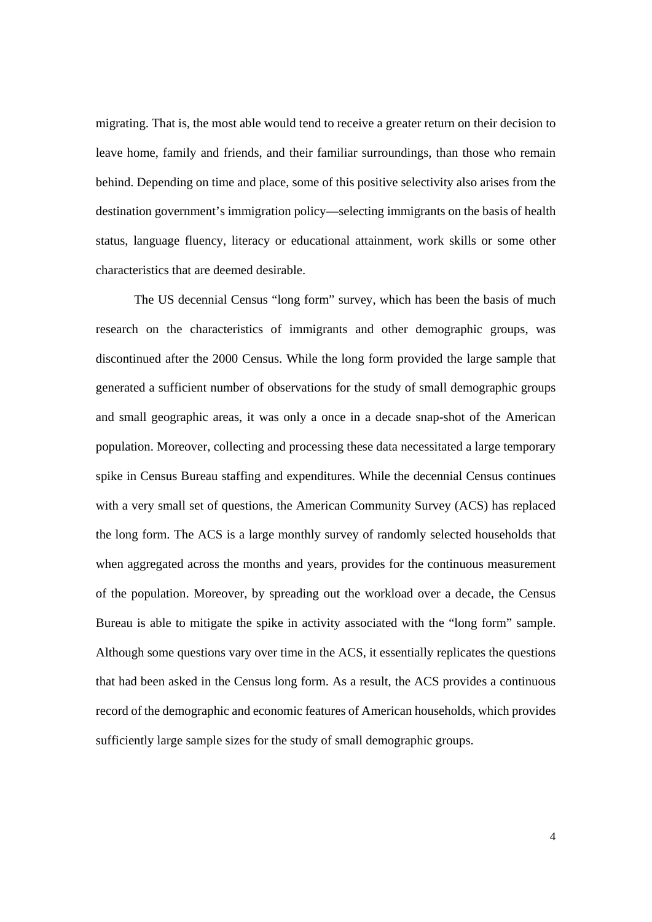migrating. That is, the most able would tend to receive a greater return on their decision to leave home, family and friends, and their familiar surroundings, than those who remain behind. Depending on time and place, some of this positive selectivity also arises from the destination government's immigration policy—selecting immigrants on the basis of health status, language fluency, literacy or educational attainment, work skills or some other characteristics that are deemed desirable.

The US decennial Census "long form" survey, which has been the basis of much research on the characteristics of immigrants and other demographic groups, was discontinued after the 2000 Census. While the long form provided the large sample that generated a sufficient number of observations for the study of small demographic groups and small geographic areas, it was only a once in a decade snap-shot of the American population. Moreover, collecting and processing these data necessitated a large temporary spike in Census Bureau staffing and expenditures. While the decennial Census continues with a very small set of questions, the American Community Survey (ACS) has replaced the long form. The ACS is a large monthly survey of randomly selected households that when aggregated across the months and years, provides for the continuous measurement of the population. Moreover, by spreading out the workload over a decade, the Census Bureau is able to mitigate the spike in activity associated with the "long form" sample. Although some questions vary over time in the ACS, it essentially replicates the questions that had been asked in the Census long form. As a result, the ACS provides a continuous record of the demographic and economic features of American households, which provides sufficiently large sample sizes for the study of small demographic groups.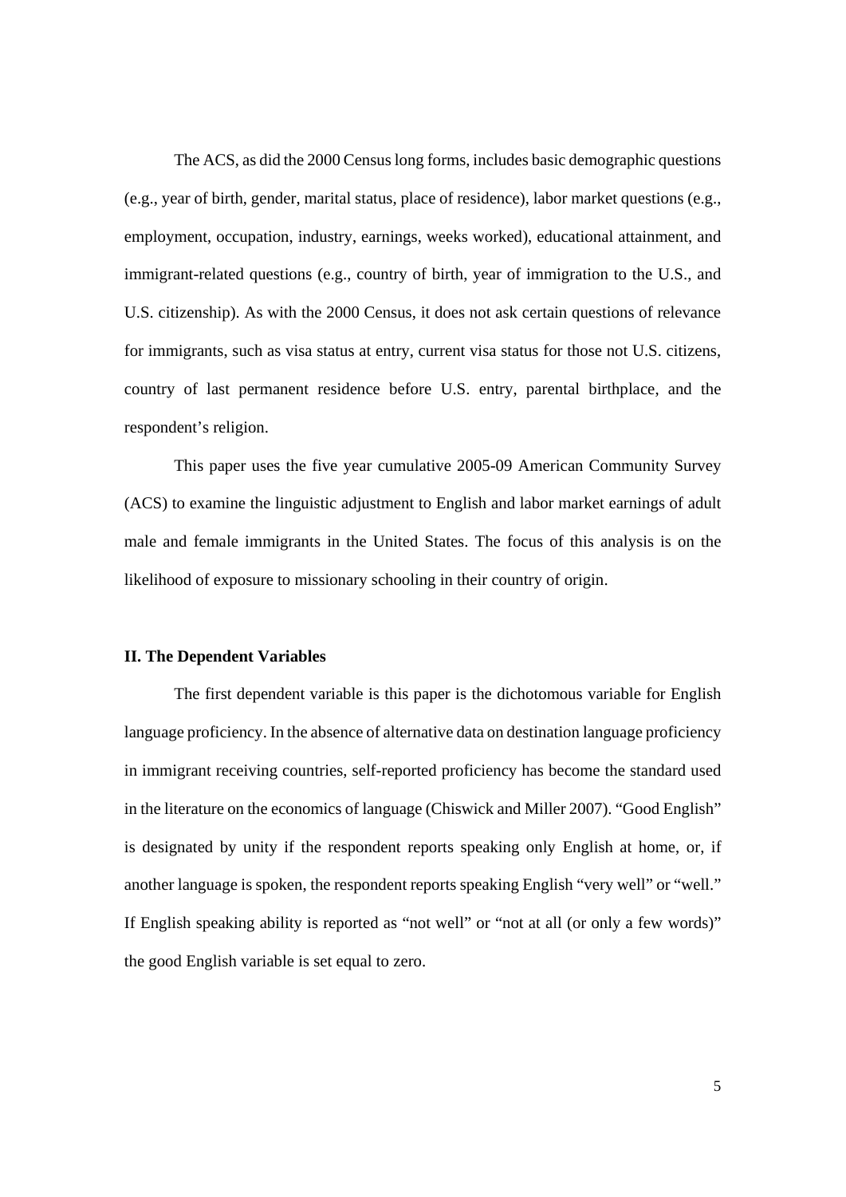The ACS, as did the 2000 Census long forms, includes basic demographic questions (e.g., year of birth, gender, marital status, place of residence), labor market questions (e.g., employment, occupation, industry, earnings, weeks worked), educational attainment, and immigrant-related questions (e.g., country of birth, year of immigration to the U.S., and U.S. citizenship). As with the 2000 Census, it does not ask certain questions of relevance for immigrants, such as visa status at entry, current visa status for those not U.S. citizens, country of last permanent residence before U.S. entry, parental birthplace, and the respondent's religion.

This paper uses the five year cumulative 2005-09 American Community Survey (ACS) to examine the linguistic adjustment to English and labor market earnings of adult male and female immigrants in the United States. The focus of this analysis is on the likelihood of exposure to missionary schooling in their country of origin.

## II. The Dependent Variables

The first dependent variable is this paper is the dichotomous variable for English language proficiency. In the absence of alternative data on destination language proficiency in immigrant receiving countries, self-reported proficiency has become the standard used in the literature on the economics of language (Chiswick and Miller 2007). "Good English" is designated by unity if the respondent reports speaking only English at home, or, if another language is spoken, the respondent reports speaking English "very well" or "well." If English speaking ability is reported as "not well" or "not at all (or only a few words)" the good English variable is set equal to zero.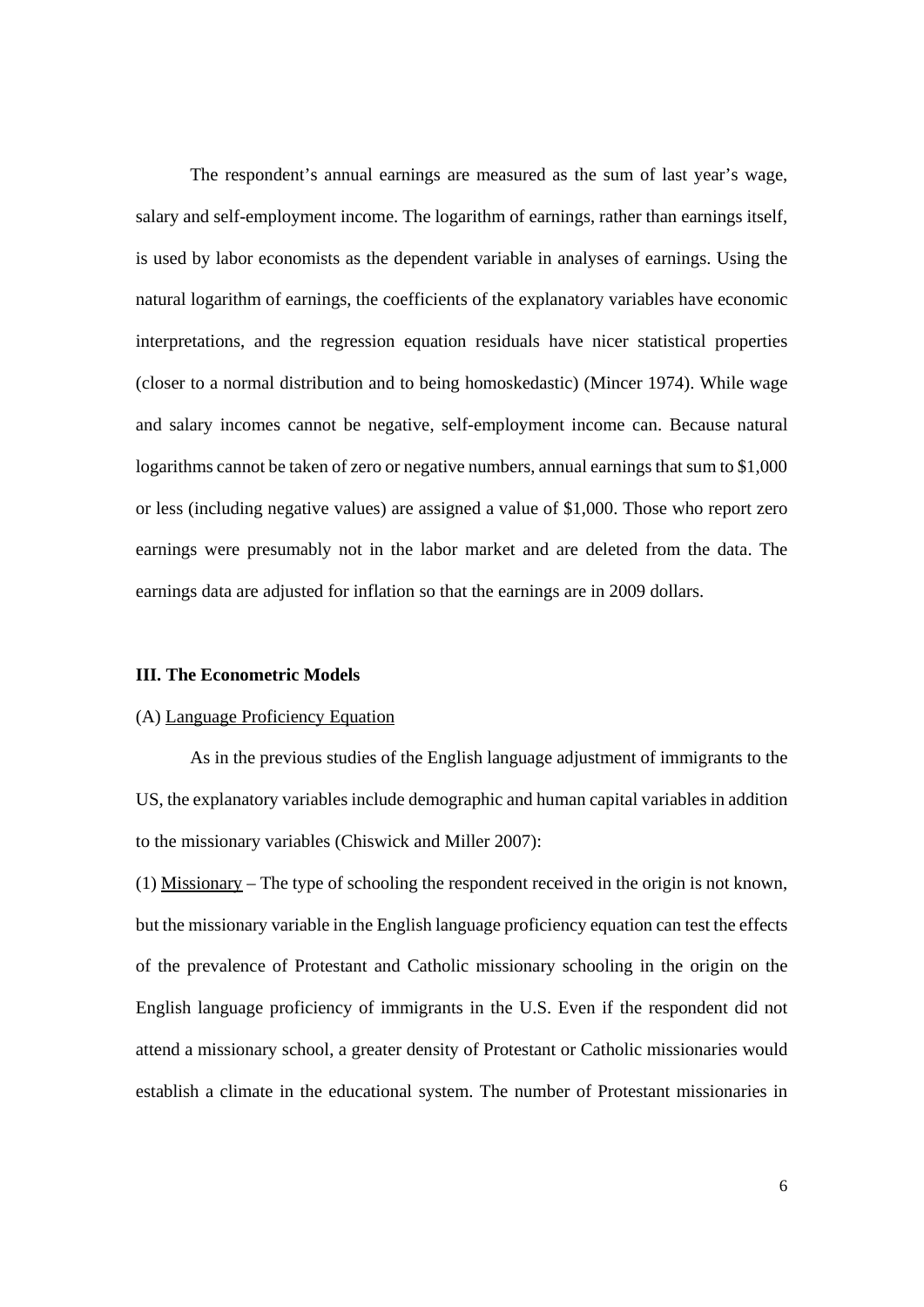The respondent's annual earnings are measured as the sum of last year's wage, salary and self-employment income. The logarithm of earnings, rather than earnings itself, is used by labor economists as the dependent variable in analyses of earnings. Using the natural logarithm of earnings, the coefficients of the explanatory variables have economic interpretations, and the regression equation residuals have nicer statistical properties (closer to a normal distribution and to being homoskedastic) (Mincer 1974). While wage and salary incomes cannot be negative, self-employment income can. Because natural logarithms cannot be taken of zero or negative numbers, annual earnings that sum to $1,000 or less (including negative values) are assigned a value of $1,000. Those who report zero earnings were presumably not in the labor market and are deleted from the data. The earnings data are adjusted for inflation so that the earnings are in 2009 dollars.

### III. The Econometric Models

(A) Language Proficiency Equation

As in the previous studies of the English language adjustment of immigrants to the US, the explanatory variables include demographic and human capital variables in addition to the missionary variables (Chiswick and Miller 2007):

(1) Missionary – The type of schooling the respondent received in the origin is not known, but the missionary variable in the English language proficiency equation can test the effects of the prevalence of Protestant and Catholic missionary schooling in the origin on the English language proficiency of immigrants in the U.S. Even if the respondent did not attend a missionary school, a greater density of Protestant or Catholic missionaries would establish a climate in the educational system. The number of Protestant missionaries in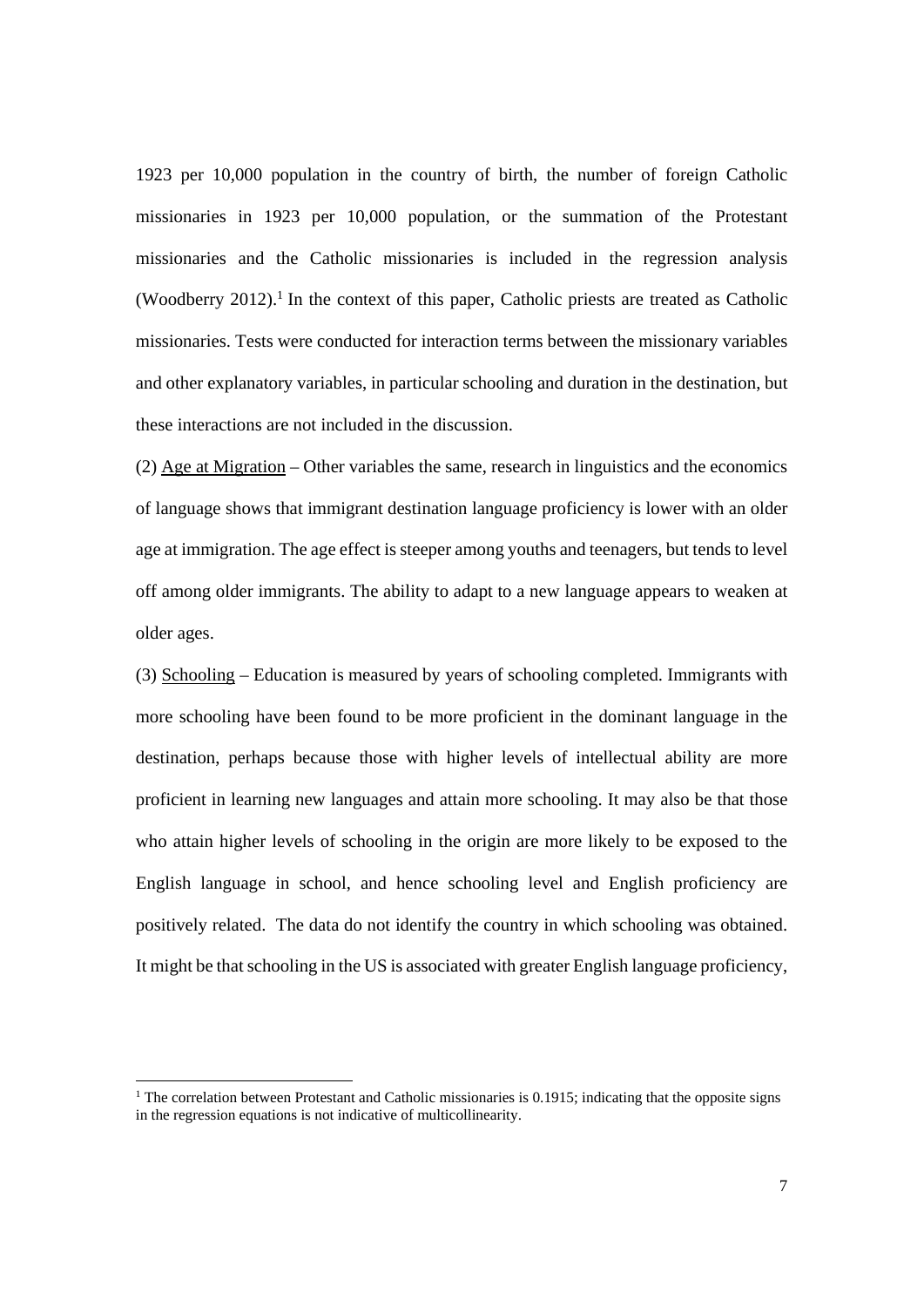1923 per 10,000 population in the country of birth, the number of foreign Catholic missionaries in 1923 per 10,000 population, or the summation of the Protestant missionaries and the Catholic missionaries is included in the regression analysis (Woodberry 2012).[1] In the context of this paper, Catholic priests are treated as Catholic missionaries. Tests were conducted for interaction terms between the missionary variables and other explanatory variables, in particular schooling and duration in the destination, but these interactions are not included in the discussion.

(2) Age at Migration – Other variables the same, research in linguistics and the economics of language shows that immigrant destination language proficiency is lower with an older age at immigration. The age effect is steeper among youths and teenagers, but tends to level off among older immigrants. The ability to adapt to a new language appears to weaken at older ages.

(3) Schooling – Education is measured by years of schooling completed. Immigrants with more schooling have been found to be more proficient in the dominant language in the destination, perhaps because those with higher levels of intellectual ability are more proficient in learning new languages and attain more schooling. It may also be that those who attain higher levels of schooling in the origin are more likely to be exposed to the English language in school, and hence schooling level and English proficiency are positively related. The data do not identify the country in which schooling was obtained. It might be that schooling in the US is associated with greater English language proficiency,

[1] The correlation between Protestant and Catholic missionaries is 0.1915; indicating that the opposite signs in the regression equations is not indicative of multicollinearity.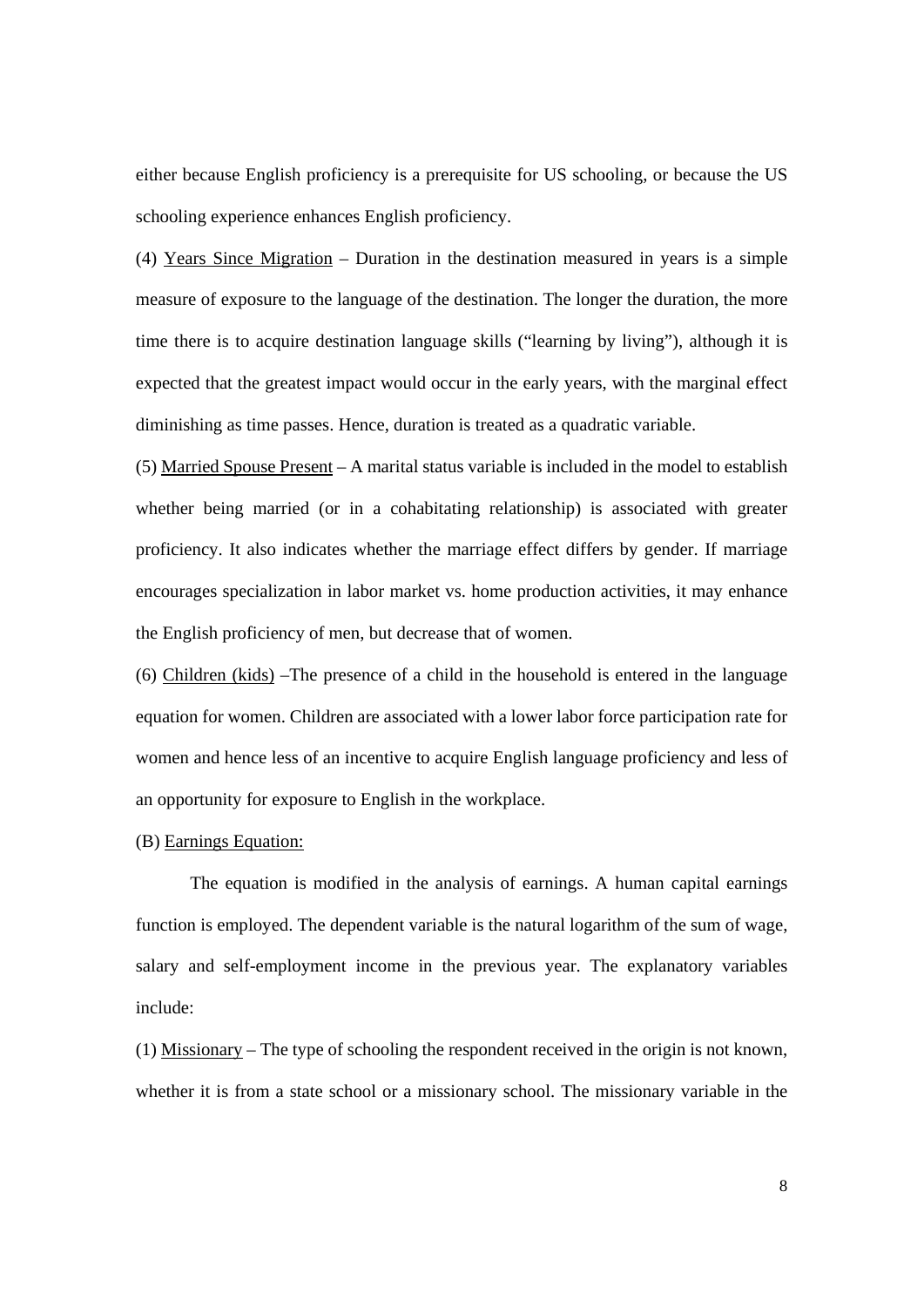either because English proficiency is a prerequisite for US schooling, or because the US schooling experience enhances English proficiency.

(4) Years Since Migration – Duration in the destination measured in years is a simple measure of exposure to the language of the destination. The longer the duration, the more time there is to acquire destination language skills ("learning by living"), although it is expected that the greatest impact would occur in the early years, with the marginal effect diminishing as time passes. Hence, duration is treated as a quadratic variable.

(5) Married Spouse Present – A marital status variable is included in the model to establish whether being married (or in a cohabitating relationship) is associated with greater proficiency. It also indicates whether the marriage effect differs by gender. If marriage encourages specialization in labor market vs. home production activities, it may enhance the English proficiency of men, but decrease that of women.

(6) Children (kids) –The presence of a child in the household is entered in the language equation for women. Children are associated with a lower labor force participation rate for women and hence less of an incentive to acquire English language proficiency and less of an opportunity for exposure to English in the workplace.

(B) Earnings Equation:

The equation is modified in the analysis of earnings. A human capital earnings function is employed. The dependent variable is the natural logarithm of the sum of wage, salary and self-employment income in the previous year. The explanatory variables include:

(1) Missionary – The type of schooling the respondent received in the origin is not known, whether it is from a state school or a missionary school. The missionary variable in the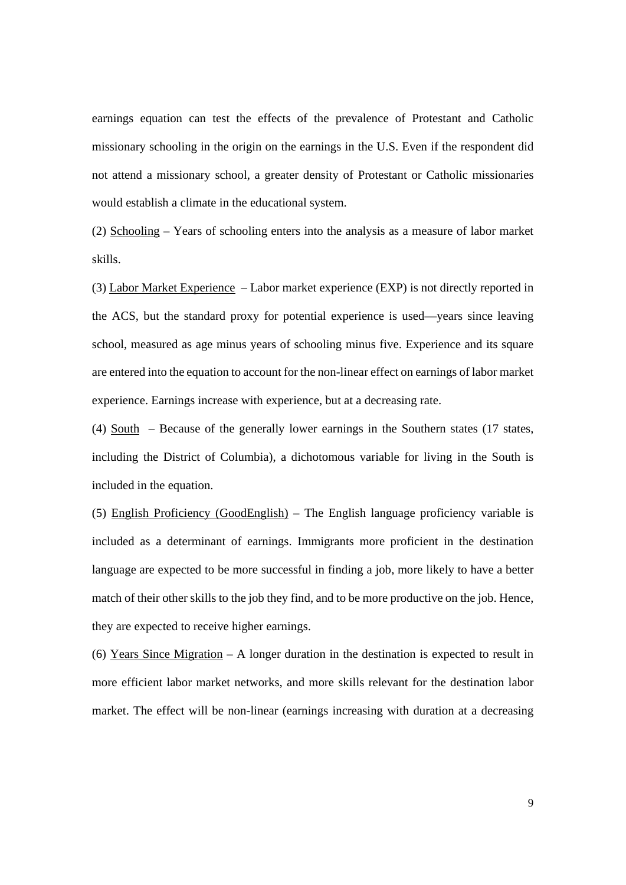earnings equation can test the effects of the prevalence of Protestant and Catholic missionary schooling in the origin on the earnings in the U.S. Even if the respondent did not attend a missionary school, a greater density of Protestant or Catholic missionaries would establish a climate in the educational system.

(2) <u>Schooling</u> – Years of schooling enters into the analysis as a measure of labor market skills.

(3) <u>Labor Market Experience</u> – Labor market experience (EXP) is not directly reported in the ACS, but the standard proxy for potential experience is used—years since leaving school, measured as age minus years of schooling minus five. Experience and its square are entered into the equation to account for the non-linear effect on earnings of labor market experience. Earnings increase with experience, but at a decreasing rate.

(4) <u>South</u> – Because of the generally lower earnings in the Southern states (17 states, including the District of Columbia), a dichotomous variable for living in the South is included in the equation.

(5) <u>English Proficiency (GoodEnglish)</u> – The English language proficiency variable is included as a determinant of earnings. Immigrants more proficient in the destination language are expected to be more successful in finding a job, more likely to have a better match of their other skills to the job they find, and to be more productive on the job. Hence, they are expected to receive higher earnings.

(6) <u>Years Since Migration</u> – A longer duration in the destination is expected to result in more efficient labor market networks, and more skills relevant for the destination labor market. The effect will be non-linear (earnings increasing with duration at a decreasing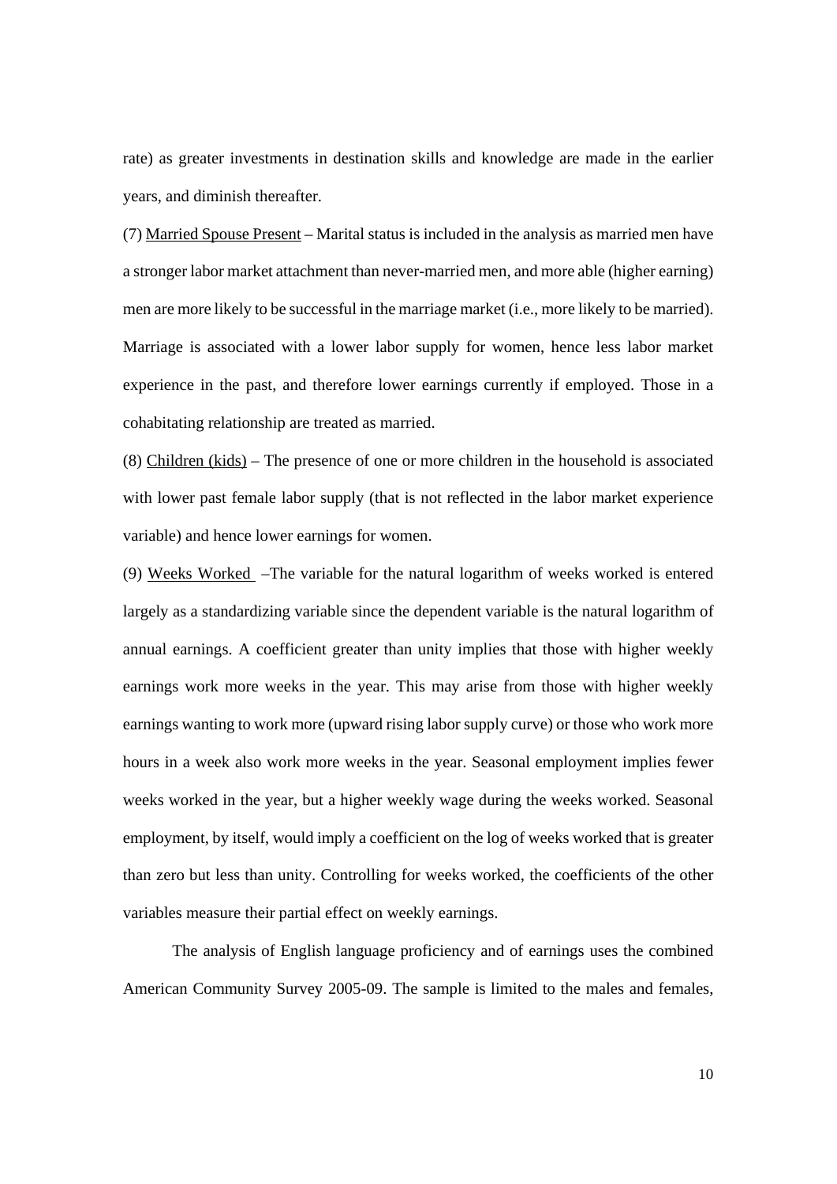rate) as greater investments in destination skills and knowledge are made in the earlier years, and diminish thereafter.

(7) Married Spouse Present – Marital status is included in the analysis as married men have a stronger labor market attachment than never-married men, and more able (higher earning) men are more likely to be successful in the marriage market (i.e., more likely to be married). Marriage is associated with a lower labor supply for women, hence less labor market experience in the past, and therefore lower earnings currently if employed. Those in a cohabitating relationship are treated as married.

(8) Children (kids) – The presence of one or more children in the household is associated with lower past female labor supply (that is not reflected in the labor market experience variable) and hence lower earnings for women.

(9) Weeks Worked –The variable for the natural logarithm of weeks worked is entered largely as a standardizing variable since the dependent variable is the natural logarithm of annual earnings. A coefficient greater than unity implies that those with higher weekly earnings work more weeks in the year. This may arise from those with higher weekly earnings wanting to work more (upward rising labor supply curve) or those who work more hours in a week also work more weeks in the year. Seasonal employment implies fewer weeks worked in the year, but a higher weekly wage during the weeks worked. Seasonal employment, by itself, would imply a coefficient on the log of weeks worked that is greater than zero but less than unity. Controlling for weeks worked, the coefficients of the other variables measure their partial effect on weekly earnings.

The analysis of English language proficiency and of earnings uses the combined American Community Survey 2005-09. The sample is limited to the males and females,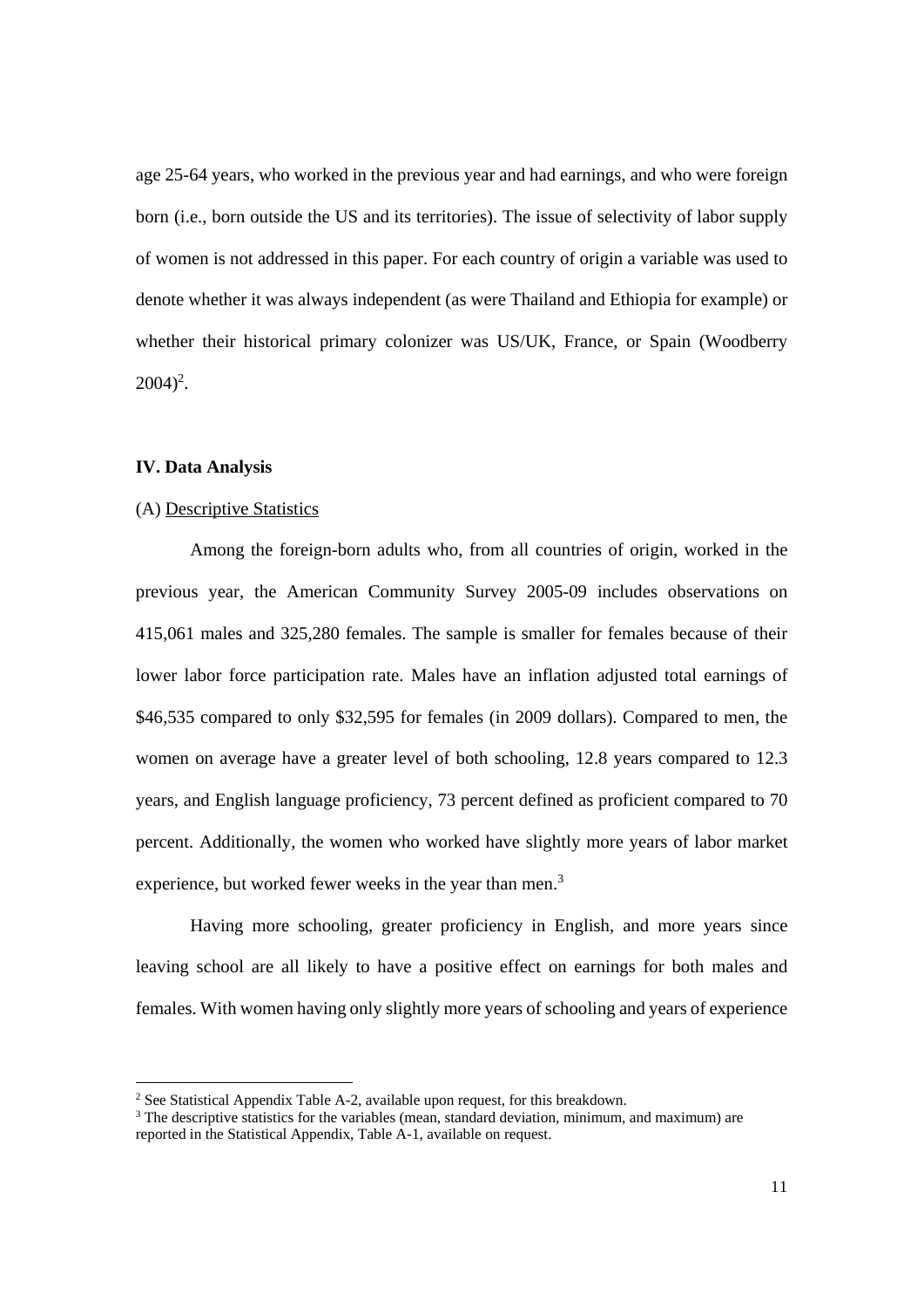age 25-64 years, who worked in the previous year and had earnings, and who were foreign born (i.e., born outside the US and its territories). The issue of selectivity of labor supply of women is not addressed in this paper. For each country of origin a variable was used to denote whether it was always independent (as were Thailand and Ethiopia for example) or whether their historical primary colonizer was US/UK, France, or Spain (Woodberry 2004)[2].

## IV. Data Analysis

### (A) Descriptive Statistics

Among the foreign-born adults who, from all countries of origin, worked in the previous year, the American Community Survey 2005-09 includes observations on 415,061 males and 325,280 females. The sample is smaller for females because of their lower labor force participation rate. Males have an inflation adjusted total earnings of $46,535 compared to only $32,595 for females (in 2009 dollars). Compared to men, the women on average have a greater level of both schooling, 12.8 years compared to 12.3 years, and English language proficiency, 73 percent defined as proficient compared to 70 percent. Additionally, the women who worked have slightly more years of labor market experience, but worked fewer weeks in the year than men.[3]

Having more schooling, greater proficiency in English, and more years since leaving school are all likely to have a positive effect on earnings for both males and females. With women having only slightly more years of schooling and years of experience

---

[2] See Statistical Appendix Table A-2, available upon request, for this breakdown.

[3] The descriptive statistics for the variables (mean, standard deviation, minimum, and maximum) are reported in the Statistical Appendix, Table A-1, available on request.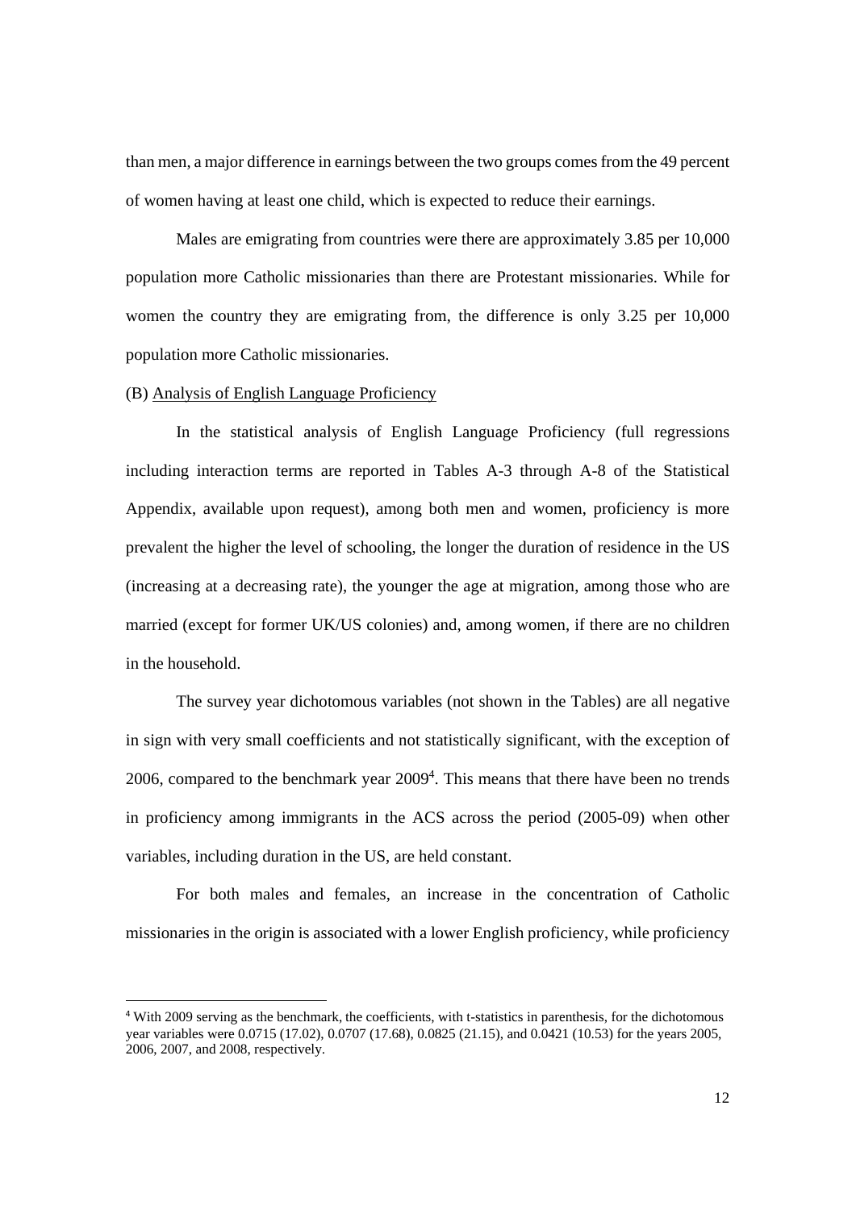than men, a major difference in earnings between the two groups comes from the 49 percent of women having at least one child, which is expected to reduce their earnings.

Males are emigrating from countries were there are approximately 3.85 per 10,000 population more Catholic missionaries than there are Protestant missionaries. While for women the country they are emigrating from, the difference is only 3.25 per 10,000 population more Catholic missionaries.

(B) Analysis of English Language Proficiency

In the statistical analysis of English Language Proficiency (full regressions including interaction terms are reported in Tables A-3 through A-8 of the Statistical Appendix, available upon request), among both men and women, proficiency is more prevalent the higher the level of schooling, the longer the duration of residence in the US (increasing at a decreasing rate), the younger the age at migration, among those who are married (except for former UK/US colonies) and, among women, if there are no children in the household.

The survey year dichotomous variables (not shown in the Tables) are all negative in sign with very small coefficients and not statistically significant, with the exception of 2006, compared to the benchmark year 2009[4]. This means that there have been no trends in proficiency among immigrants in the ACS across the period (2005-09) when other variables, including duration in the US, are held constant.

For both males and females, an increase in the concentration of Catholic missionaries in the origin is associated with a lower English proficiency, while proficiency

[4] With 2009 serving as the benchmark, the coefficients, with t-statistics in parenthesis, for the dichotomous year variables were 0.0715 (17.02), 0.0707 (17.68), 0.0825 (21.15), and 0.0421 (10.53) for the years 2005, 2006, 2007, and 2008, respectively.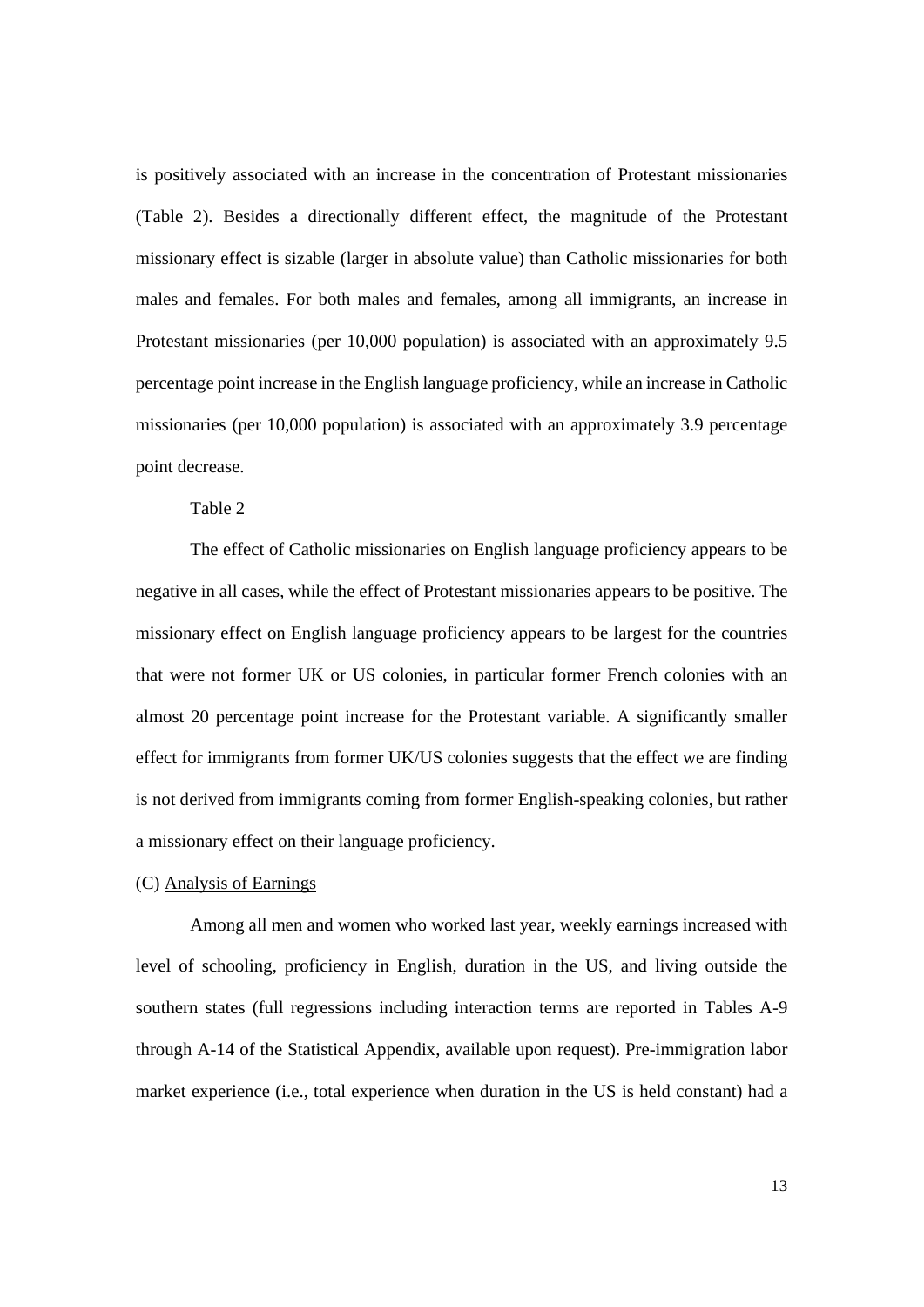is positively associated with an increase in the concentration of Protestant missionaries (Table 2). Besides a directionally different effect, the magnitude of the Protestant missionary effect is sizable (larger in absolute value) than Catholic missionaries for both males and females. For both males and females, among all immigrants, an increase in Protestant missionaries (per 10,000 population) is associated with an approximately 9.5 percentage point increase in the English language proficiency, while an increase in Catholic missionaries (per 10,000 population) is associated with an approximately 3.9 percentage point decrease.

Table 2

The effect of Catholic missionaries on English language proficiency appears to be negative in all cases, while the effect of Protestant missionaries appears to be positive. The missionary effect on English language proficiency appears to be largest for the countries that were not former UK or US colonies, in particular former French colonies with an almost 20 percentage point increase for the Protestant variable. A significantly smaller effect for immigrants from former UK/US colonies suggests that the effect we are finding is not derived from immigrants coming from former English-speaking colonies, but rather a missionary effect on their language proficiency.

(C) Analysis of Earnings

Among all men and women who worked last year, weekly earnings increased with level of schooling, proficiency in English, duration in the US, and living outside the southern states (full regressions including interaction terms are reported in Tables A-9 through A-14 of the Statistical Appendix, available upon request). Pre-immigration labor market experience (i.e., total experience when duration in the US is held constant) had a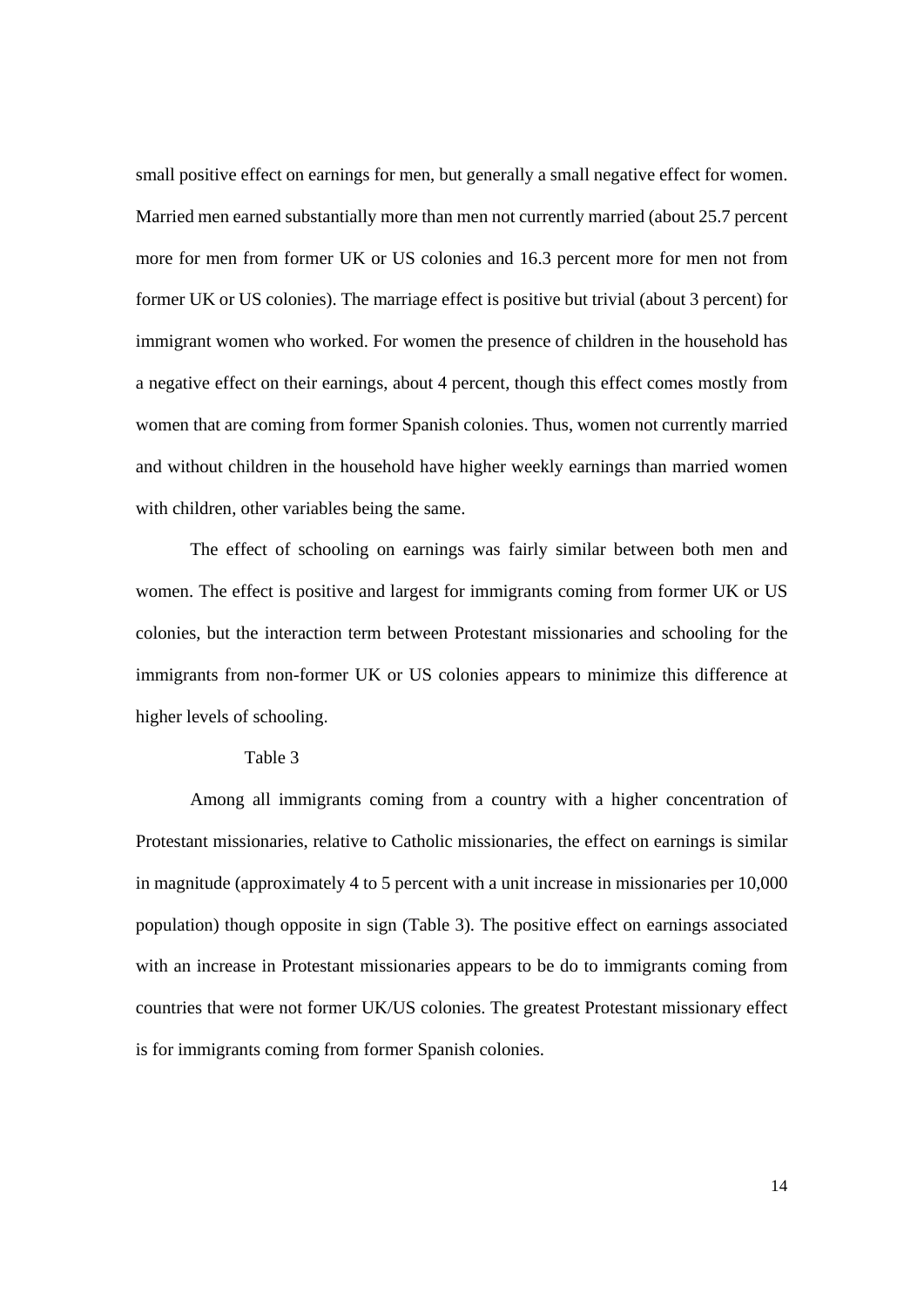small positive effect on earnings for men, but generally a small negative effect for women. Married men earned substantially more than men not currently married (about 25.7 percent more for men from former UK or US colonies and 16.3 percent more for men not from former UK or US colonies). The marriage effect is positive but trivial (about 3 percent) for immigrant women who worked. For women the presence of children in the household has a negative effect on their earnings, about 4 percent, though this effect comes mostly from women that are coming from former Spanish colonies. Thus, women not currently married and without children in the household have higher weekly earnings than married women with children, other variables being the same.

The effect of schooling on earnings was fairly similar between both men and women. The effect is positive and largest for immigrants coming from former UK or US colonies, but the interaction term between Protestant missionaries and schooling for the immigrants from non-former UK or US colonies appears to minimize this difference at higher levels of schooling.

Table 3

Among all immigrants coming from a country with a higher concentration of Protestant missionaries, relative to Catholic missionaries, the effect on earnings is similar in magnitude (approximately 4 to 5 percent with a unit increase in missionaries per 10,000 population) though opposite in sign (Table 3). The positive effect on earnings associated with an increase in Protestant missionaries appears to be do to immigrants coming from countries that were not former UK/US colonies. The greatest Protestant missionary effect is for immigrants coming from former Spanish colonies.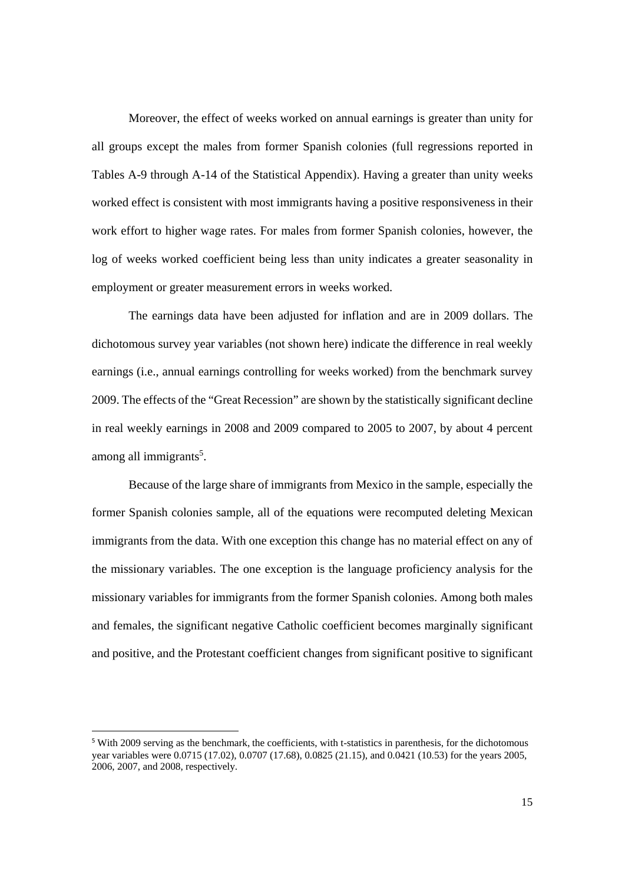Moreover, the effect of weeks worked on annual earnings is greater than unity for all groups except the males from former Spanish colonies (full regressions reported in Tables A-9 through A-14 of the Statistical Appendix). Having a greater than unity weeks worked effect is consistent with most immigrants having a positive responsiveness in their work effort to higher wage rates. For males from former Spanish colonies, however, the log of weeks worked coefficient being less than unity indicates a greater seasonality in employment or greater measurement errors in weeks worked.

The earnings data have been adjusted for inflation and are in 2009 dollars. The dichotomous survey year variables (not shown here) indicate the difference in real weekly earnings (i.e., annual earnings controlling for weeks worked) from the benchmark survey 2009. The effects of the "Great Recession" are shown by the statistically significant decline in real weekly earnings in 2008 and 2009 compared to 2005 to 2007, by about 4 percent among all immigrants[5].

Because of the large share of immigrants from Mexico in the sample, especially the former Spanish colonies sample, all of the equations were recomputed deleting Mexican immigrants from the data. With one exception this change has no material effect on any of the missionary variables. The one exception is the language proficiency analysis for the missionary variables for immigrants from the former Spanish colonies. Among both males and females, the significant negative Catholic coefficient becomes marginally significant and positive, and the Protestant coefficient changes from significant positive to significant

---

[5] With 2009 serving as the benchmark, the coefficients, with t-statistics in parenthesis, for the dichotomous year variables were 0.0715 (17.02), 0.0707 (17.68), 0.0825 (21.15), and 0.0421 (10.53) for the years 2005, 2006, 2007, and 2008, respectively.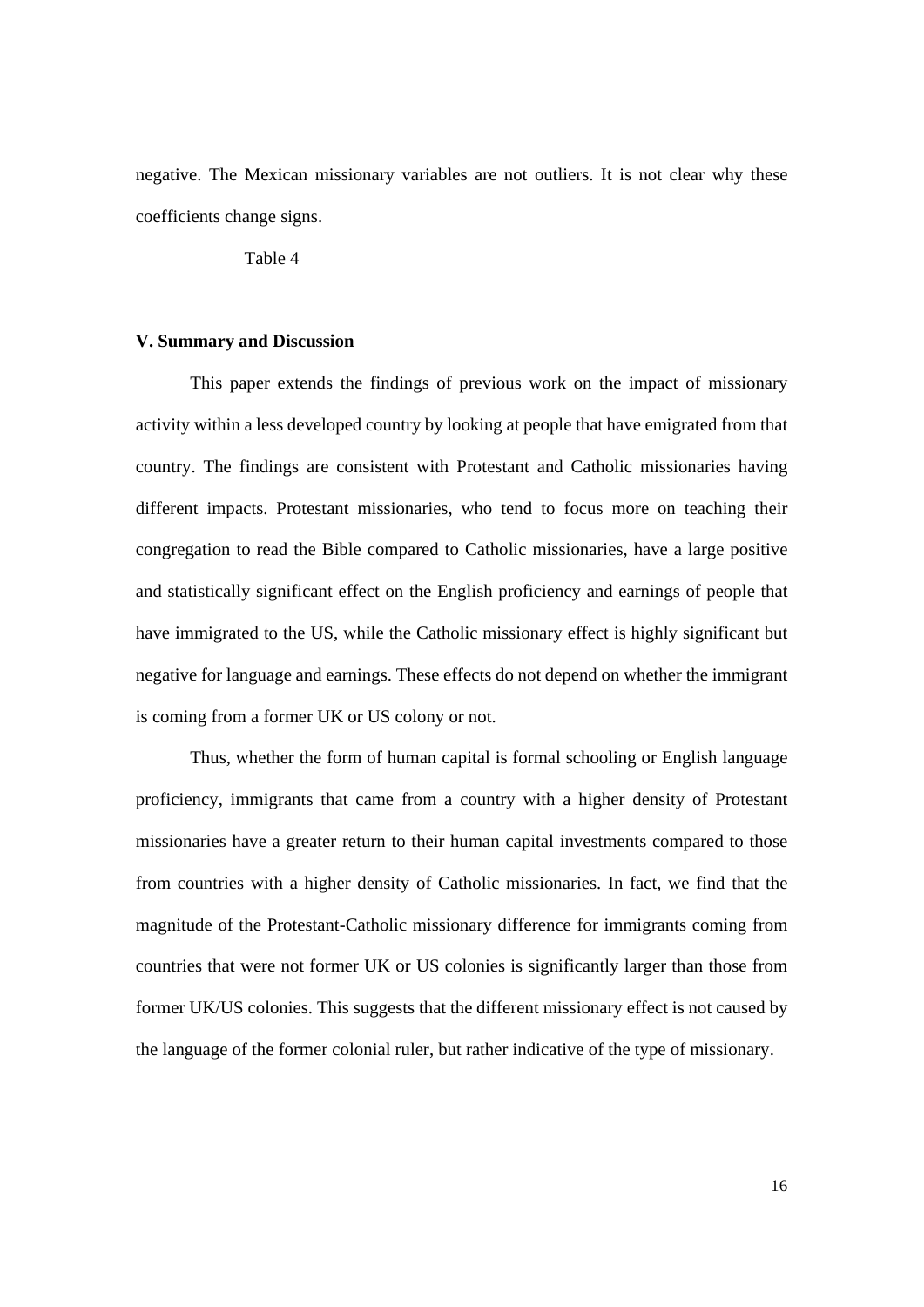negative. The Mexican missionary variables are not outliers. It is not clear why these coefficients change signs.

Table 4

## V. Summary and Discussion

This paper extends the findings of previous work on the impact of missionary activity within a less developed country by looking at people that have emigrated from that country. The findings are consistent with Protestant and Catholic missionaries having different impacts. Protestant missionaries, who tend to focus more on teaching their congregation to read the Bible compared to Catholic missionaries, have a large positive and statistically significant effect on the English proficiency and earnings of people that have immigrated to the US, while the Catholic missionary effect is highly significant but negative for language and earnings. These effects do not depend on whether the immigrant is coming from a former UK or US colony or not.

Thus, whether the form of human capital is formal schooling or English language proficiency, immigrants that came from a country with a higher density of Protestant missionaries have a greater return to their human capital investments compared to those from countries with a higher density of Catholic missionaries. In fact, we find that the magnitude of the Protestant-Catholic missionary difference for immigrants coming from countries that were not former UK or US colonies is significantly larger than those from former UK/US colonies. This suggests that the different missionary effect is not caused by the language of the former colonial ruler, but rather indicative of the type of missionary.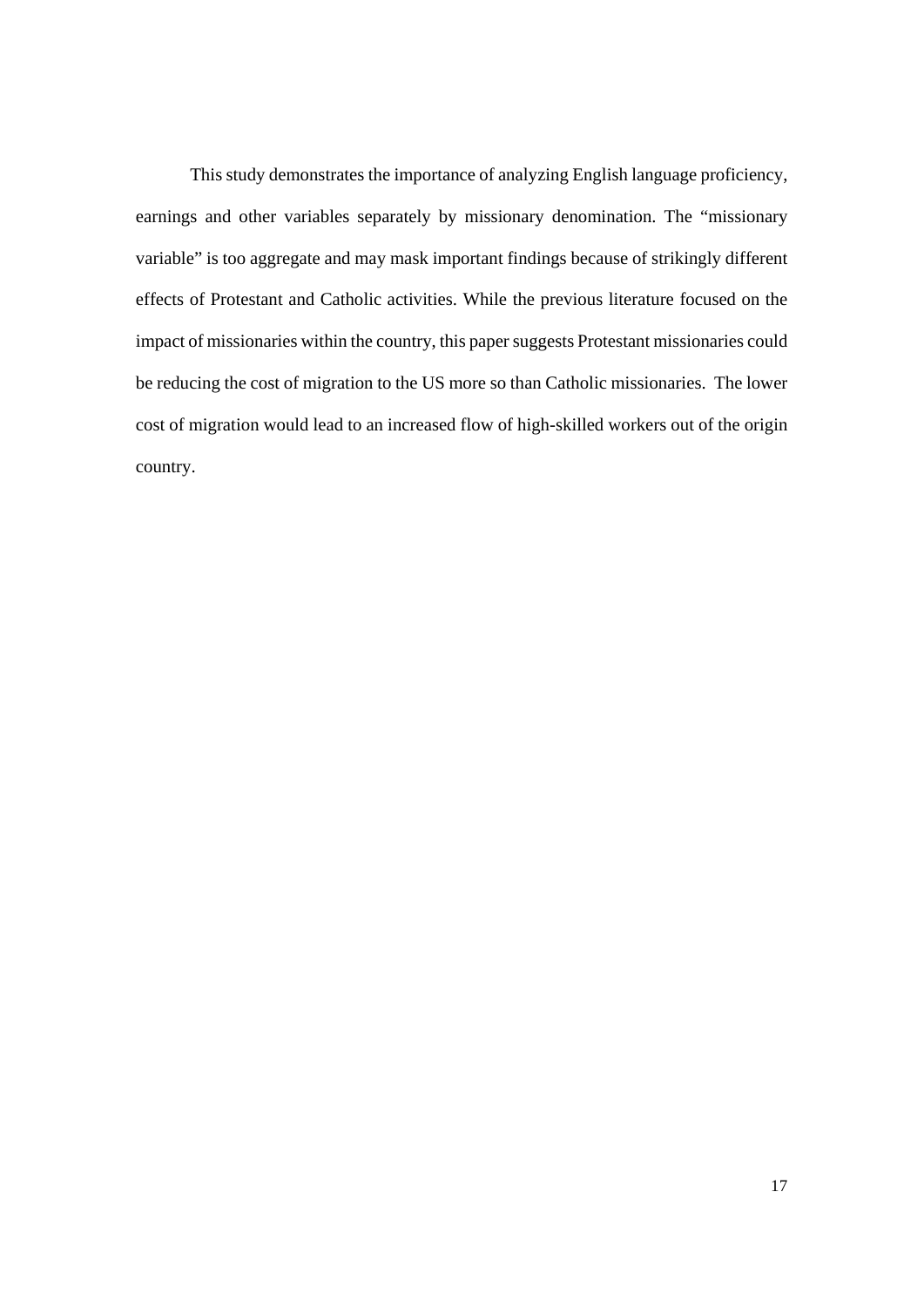This study demonstrates the importance of analyzing English language proficiency, earnings and other variables separately by missionary denomination. The "missionary variable" is too aggregate and may mask important findings because of strikingly different effects of Protestant and Catholic activities. While the previous literature focused on the impact of missionaries within the country, this paper suggests Protestant missionaries could be reducing the cost of migration to the US more so than Catholic missionaries. The lower cost of migration would lead to an increased flow of high-skilled workers out of the origin country.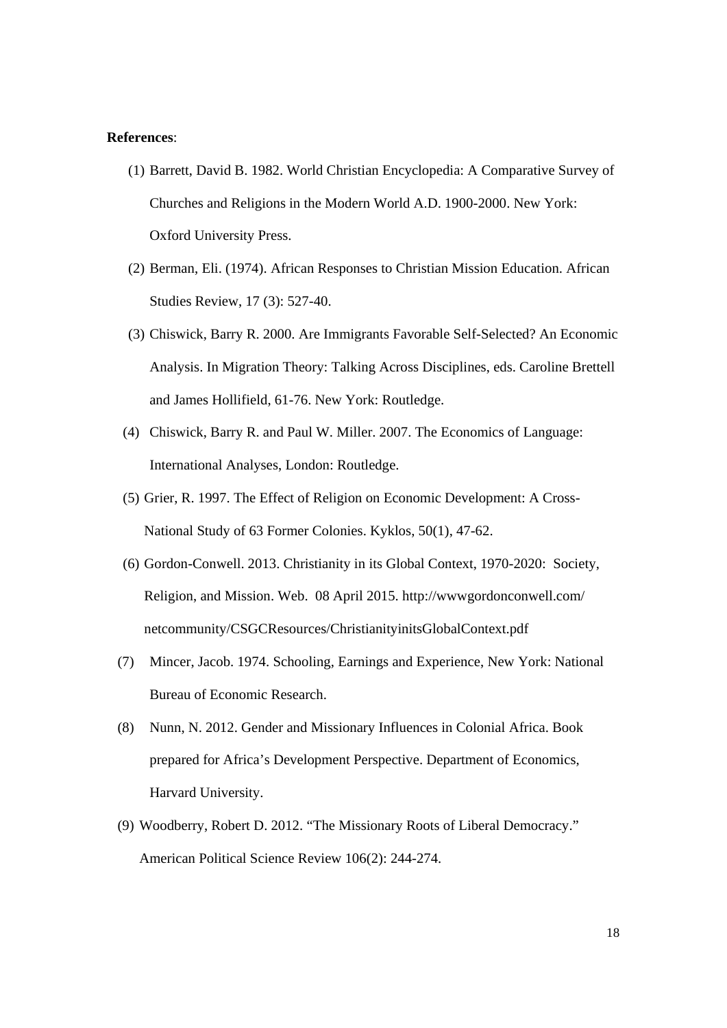**References**:

(1) Barrett, David B. 1982. World Christian Encyclopedia: A Comparative Survey of Churches and Religions in the Modern World A.D. 1900-2000. New York: Oxford University Press.

(2) Berman, Eli. (1974). African Responses to Christian Mission Education. African Studies Review, 17 (3): 527-40.

(3) Chiswick, Barry R. 2000. Are Immigrants Favorable Self-Selected? An Economic Analysis. In Migration Theory: Talking Across Disciplines, eds. Caroline Brettell and James Hollifield, 61-76. New York: Routledge.

(4) Chiswick, Barry R. and Paul W. Miller. 2007. The Economics of Language: International Analyses, London: Routledge.

(5) Grier, R. 1997. The Effect of Religion on Economic Development: A Cross-National Study of 63 Former Colonies. Kyklos, 50(1), 47-62.

(6) Gordon-Conwell. 2013. Christianity in its Global Context, 1970-2020: Society, Religion, and Mission. Web. 08 April 2015. http://wwwgordonconwell.com/netcommunity/CSGCResources/ChristianityinitsGlobalContext.pdf

(7) Mincer, Jacob. 1974. Schooling, Earnings and Experience, New York: National Bureau of Economic Research.

(8) Nunn, N. 2012. Gender and Missionary Influences in Colonial Africa. Book prepared for Africa's Development Perspective. Department of Economics, Harvard University.

(9) Woodberry, Robert D. 2012. "The Missionary Roots of Liberal Democracy." American Political Science Review 106(2): 244-274.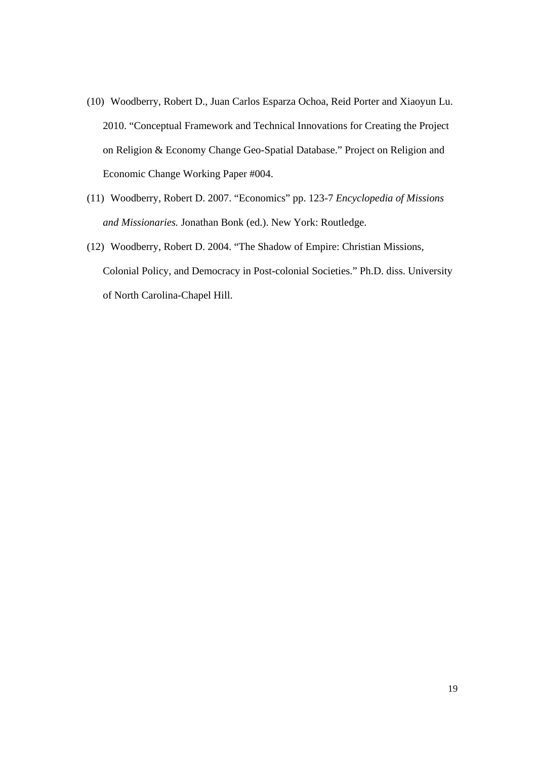(10) Woodberry, Robert D., Juan Carlos Esparza Ochoa, Reid Porter and Xiaoyun Lu. 2010. "Conceptual Framework and Technical Innovations for Creating the Project on Religion & Economy Change Geo-Spatial Database." Project on Religion and Economic Change Working Paper #004.

(11) Woodberry, Robert D. 2007. "Economics" pp. 123-7 *Encyclopedia of Missions and Missionaries.* Jonathan Bonk (ed.). New York: Routledge.

(12) Woodberry, Robert D. 2004. "The Shadow of Empire: Christian Missions, Colonial Policy, and Democracy in Post-colonial Societies." Ph.D. diss. University of North Carolina-Chapel Hill.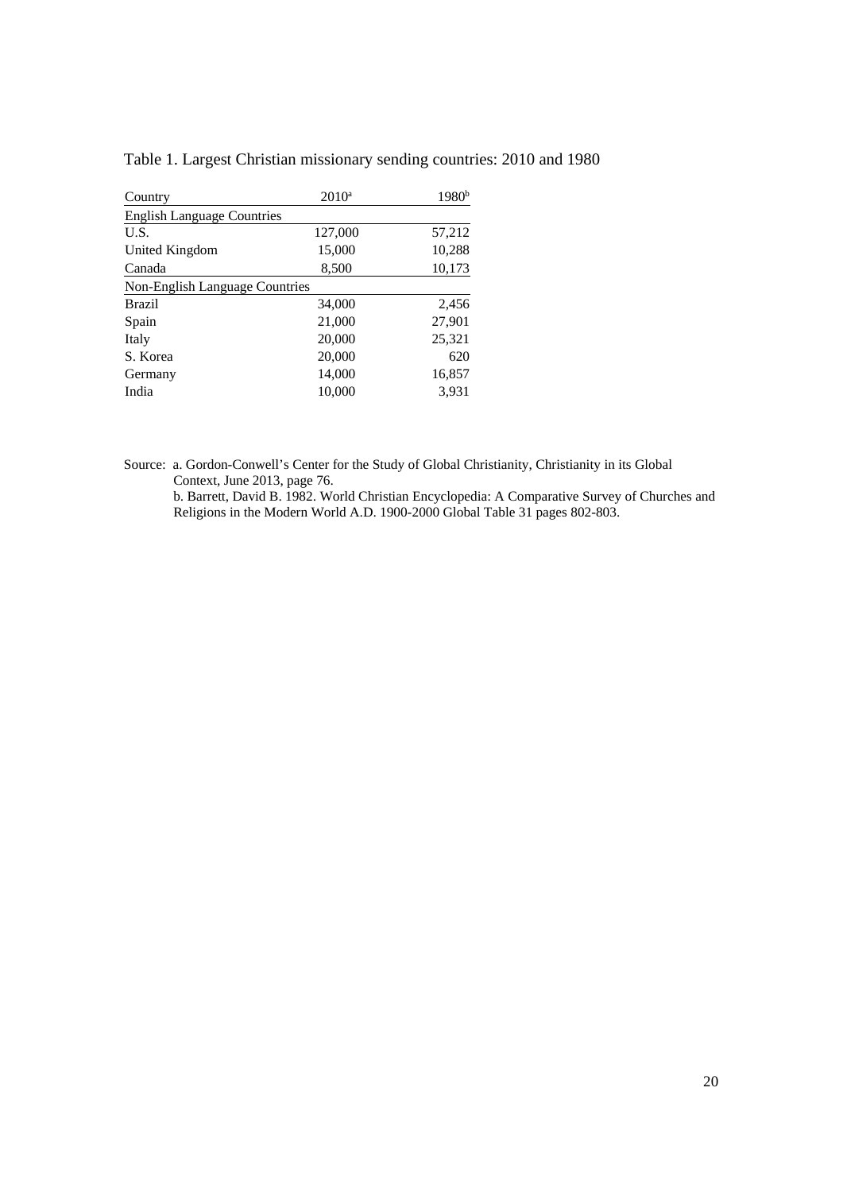Table 1. Largest Christian missionary sending countries: 2010 and 1980

| Country | 2010[a] | 1980[b] |
|---|---|---|
| English Language Countries | | |
| U.S. | 127,000 | 57,212 |
| United Kingdom | 15,000 | 10,288 |
| Canada | 8,500 | 10,173 |
| Non-English Language Countries | | |
| Brazil | 34,000 | 2,456 |
| Spain | 21,000 | 27,901 |
| Italy | 20,000 | 25,321 |
| S. Korea | 20,000 | 620 |
| Germany | 14,000 | 16,857 |
| India | 10,000 | 3,931 |

Source: a. Gordon-Conwell's Center for the Study of Global Christianity, Christianity in its Global Context, June 2013, page 76.
b. Barrett, David B. 1982. World Christian Encyclopedia: A Comparative Survey of Churches and Religions in the Modern World A.D. 1900-2000 Global Table 31 pages 802-803.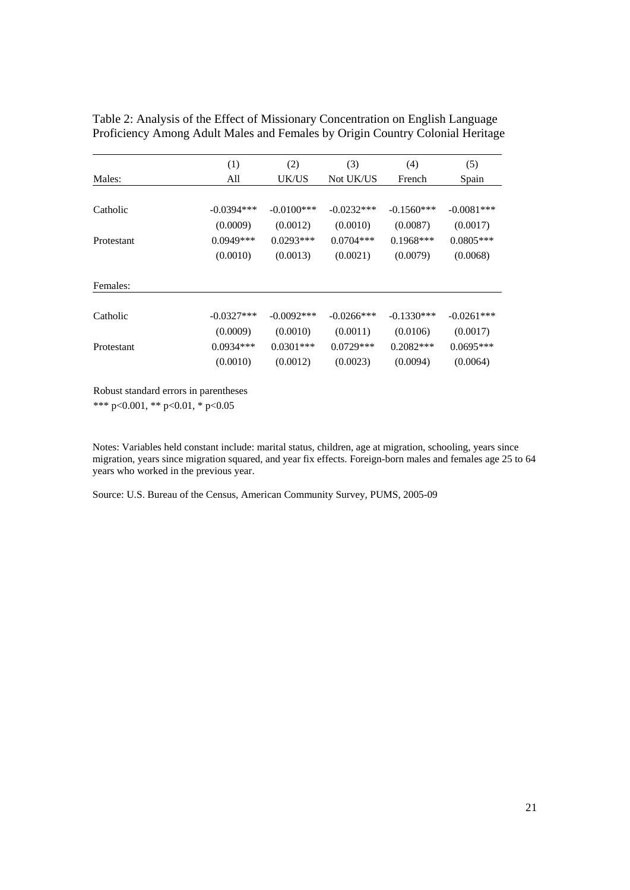Table 2: Analysis of the Effect of Missionary Concentration on English Language Proficiency Among Adult Males and Females by Origin Country Colonial Heritage

| | (1) | (2) | (3) | (4) | (5) |
|---|---|---|---|---|---|
| Males: | All | UK/US | Not UK/US | French | Spain |
| Catholic | -0.0394*** | -0.0100*** | -0.0232*** | -0.1560*** | -0.0081*** |
| | (0.0009) | (0.0012) | (0.0010) | (0.0087) | (0.0017) |
| Protestant | 0.0949*** | 0.0293*** | 0.0704*** | 0.1968*** | 0.0805*** |
| | (0.0010) | (0.0013) | (0.0021) | (0.0079) | (0.0068) |
| Females: | | | | | |
| Catholic | -0.0327*** | -0.0092*** | -0.0266*** | -0.1330*** | -0.0261*** |
| | (0.0009) | (0.0010) | (0.0011) | (0.0106) | (0.0017) |
| Protestant | 0.0934*** | 0.0301*** | 0.0729*** | 0.2082*** | 0.0695*** |
| | (0.0010) | (0.0012) | (0.0023) | (0.0094) | (0.0064) |

Robust standard errors in parentheses
*** $p<0.001$, ** $p<0.01$, * $p<0.05$

Notes: Variables held constant include: marital status, children, age at migration, schooling, years since migration, years since migration squared, and year fix effects. Foreign-born males and females age 25 to 64 years who worked in the previous year.

Source: U.S. Bureau of the Census, American Community Survey, PUMS, 2005-09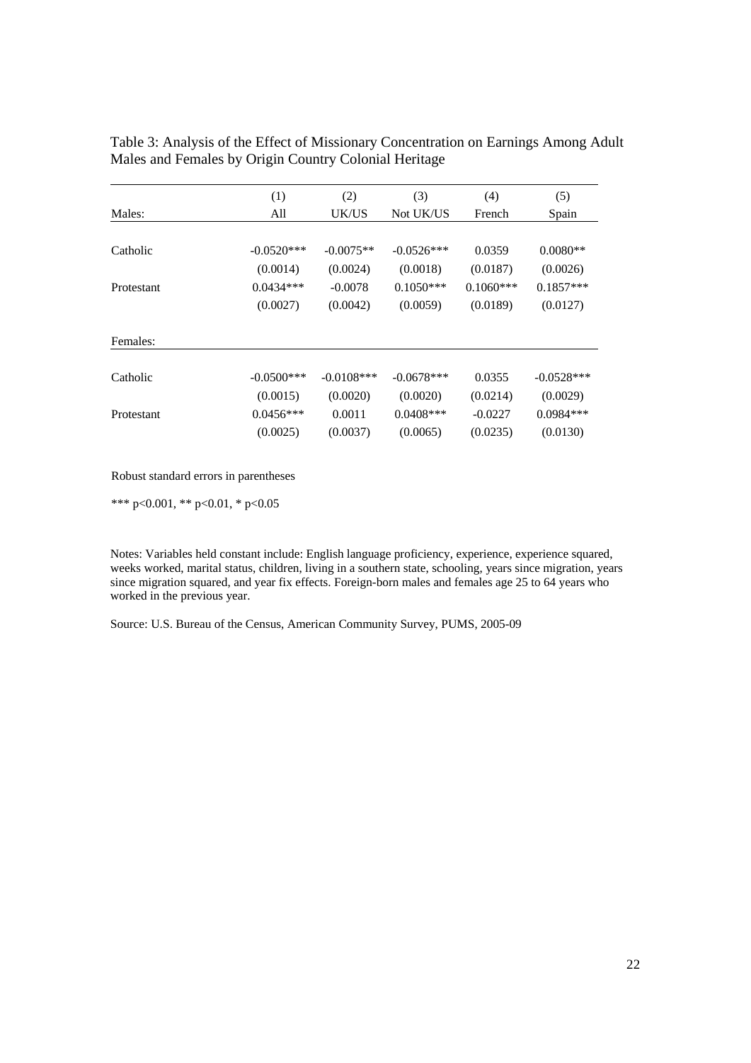Table 3: Analysis of the Effect of Missionary Concentration on Earnings Among Adult Males and Females by Origin Country Colonial Heritage

| | (1) | (2) | (3) | (4) | (5) |
|---|---|---|---|---|---|
| Males: | All | UK/US | Not UK/US | French | Spain |
| Catholic | -0.0520*** | -0.0075** | -0.0526*** | 0.0359 | 0.0080** |
| | (0.0014) | (0.0024) | (0.0018) | (0.0187) | (0.0026) |
| Protestant | 0.0434*** | -0.0078 | 0.1050*** | 0.1060*** | 0.1857*** |
| | (0.0027) | (0.0042) | (0.0059) | (0.0189) | (0.0127) |
| Females: | | | | | |
| Catholic | -0.0500*** | -0.0108*** | -0.0678*** | 0.0355 | -0.0528*** |
| | (0.0015) | (0.0020) | (0.0020) | (0.0214) | (0.0029) |
| Protestant | 0.0456*** | 0.0011 | 0.0408*** | -0.0227 | 0.0984*** |
| | (0.0025) | (0.0037) | (0.0065) | (0.0235) | (0.0130) |

Robust standard errors in parentheses

*** p<0.001, ** p<0.01, * p<0.05

Notes: Variables held constant include: English language proficiency, experience, experience squared, weeks worked, marital status, children, living in a southern state, schooling, years since migration, years since migration squared, and year fix effects. Foreign-born males and females age 25 to 64 years who worked in the previous year.

Source: U.S. Bureau of the Census, American Community Survey, PUMS, 2005-09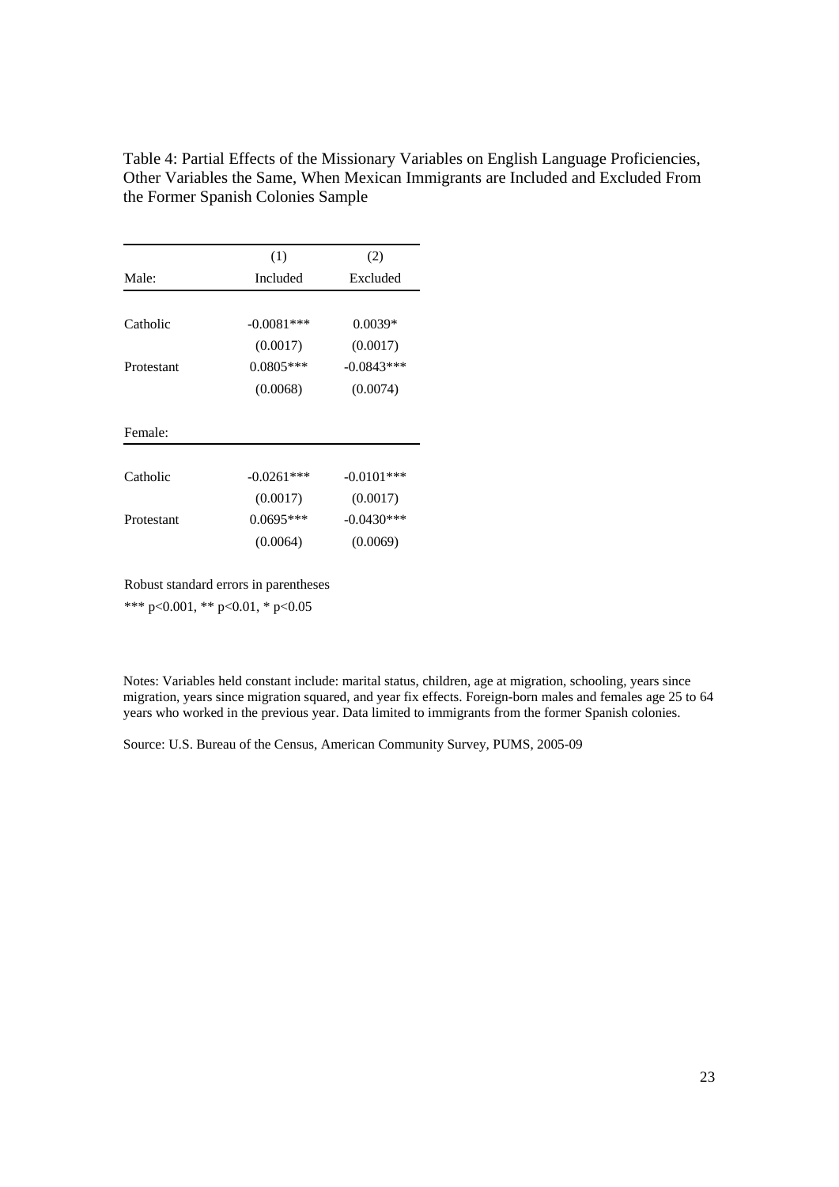Table 4: Partial Effects of the Missionary Variables on English Language Proficiencies, Other Variables the Same, When Mexican Immigrants are Included and Excluded From the Former Spanish Colonies Sample

| | (1) | (2) |
|---|---|---|
| Male: | Included | Excluded |
| Catholic | -0.0081*** | 0.0039* |
| | (0.0017) | (0.0017) |
| Protestant | 0.0805*** | -0.0843*** |
| | (0.0068) | (0.0074) |
| Female: | | |
| Catholic | -0.0261*** | -0.0101*** |
| | (0.0017) | (0.0017) |
| Protestant | 0.0695*** | -0.0430*** |
| | (0.0064) | (0.0069) |

Robust standard errors in parentheses

*** p<0.001, ** p<0.01, * p<0.05

Notes: Variables held constant include: marital status, children, age at migration, schooling, years since migration, years since migration squared, and year fix effects. Foreign-born males and females age 25 to 64 years who worked in the previous year. Data limited to immigrants from the former Spanish colonies.

Source: U.S. Bureau of the Census, American Community Survey, PUMS, 2005-09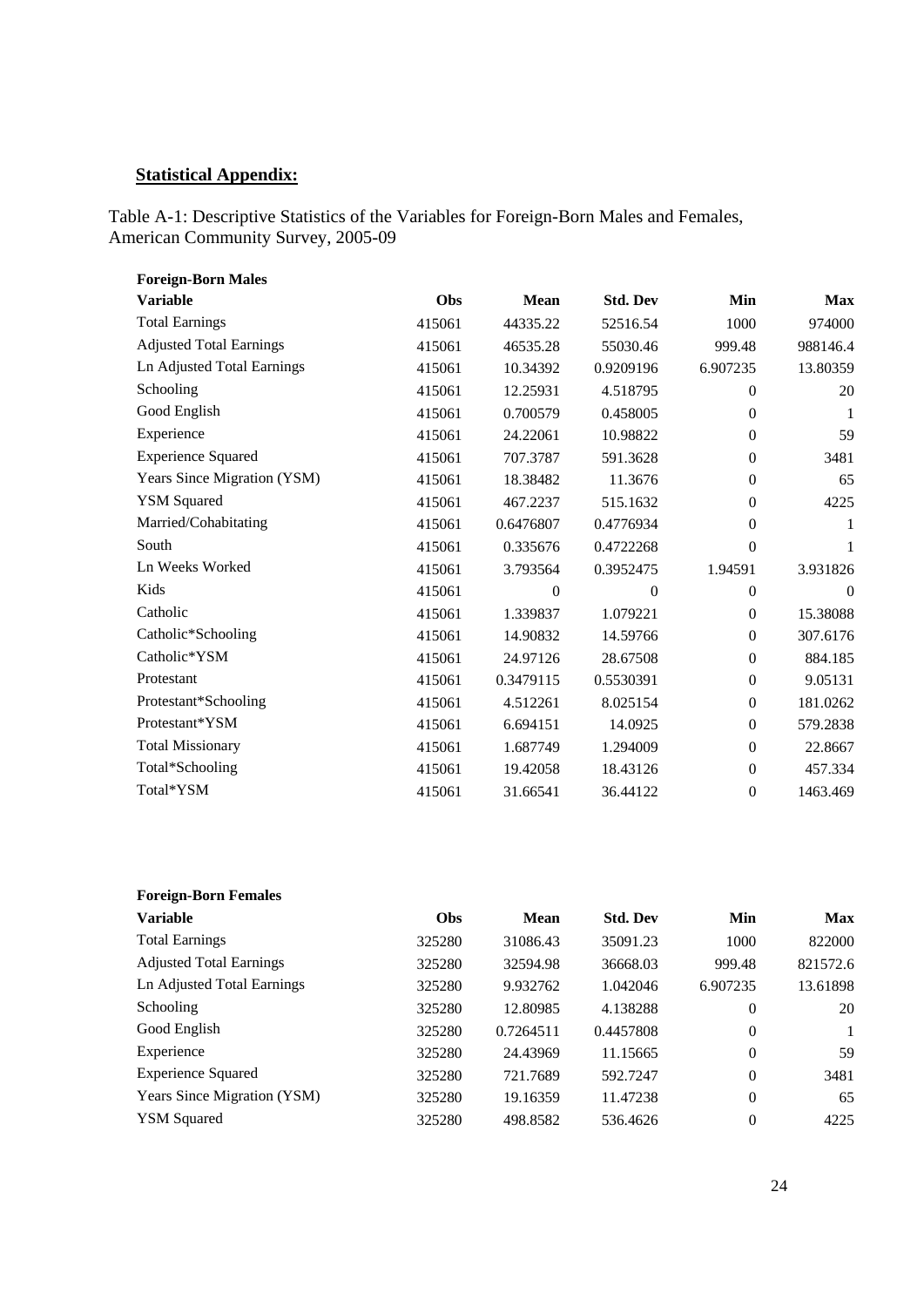**Statistical Appendix:**

Table A-1: Descriptive Statistics of the Variables for Foreign-Born Males and Females, American Community Survey, 2005-09

**Foreign-Born Males**

| Variable | Obs | Mean | Std. Dev | Min | Max |
|---|---|---|---|---|---|
| Total Earnings | 415061 | 44335.22 | 52516.54 | 1000 | 974000 |
| Adjusted Total Earnings | 415061 | 46535.28 | 55030.46 | 999.48 | 988146.4 |
| Ln Adjusted Total Earnings | 415061 | 10.34392 | 0.9209196 | 6.907235 | 13.80359 |
| Schooling | 415061 | 12.25931 | 4.518795 | 0 | 20 |
| Good English | 415061 | 0.700579 | 0.458005 | 0 | 1 |
| Experience | 415061 | 24.22061 | 10.98822 | 0 | 59 |
| Experience Squared | 415061 | 707.3787 | 591.3628 | 0 | 3481 |
| Years Since Migration (YSM) | 415061 | 18.38482 | 11.3676 | 0 | 65 |
| YSM Squared | 415061 | 467.2237 | 515.1632 | 0 | 4225 |
| Married/Cohabitating | 415061 | 0.6476807 | 0.4776934 | 0 | 1 |
| South | 415061 | 0.335676 | 0.4722268 | 0 | 1 |
| Ln Weeks Worked | 415061 | 3.793564 | 0.3952475 | 1.94591 | 3.931826 |
| Kids | 415061 | 0 | 0 | 0 | 0 |
| Catholic | 415061 | 1.339837 | 1.079221 | 0 | 15.38088 |
| Catholic*Schooling | 415061 | 14.90832 | 14.59766 | 0 | 307.6176 |
| Catholic*YSM | 415061 | 24.97126 | 28.67508 | 0 | 884.185 |
| Protestant | 415061 | 0.3479115 | 0.5530391 | 0 | 9.05131 |
| Protestant*Schooling | 415061 | 4.512261 | 8.025154 | 0 | 181.0262 |
| Protestant*YSM | 415061 | 6.694151 | 14.0925 | 0 | 579.2838 |
| Total Missionary | 415061 | 1.687749 | 1.294009 | 0 | 22.8667 |
| Total*Schooling | 415061 | 19.42058 | 18.43126 | 0 | 457.334 |
| Total*YSM | 415061 | 31.66541 | 36.44122 | 0 | 1463.469 |

**Foreign-Born Females**

| Variable | Obs | Mean | Std. Dev | Min | Max |
|---|---|---|---|---|---|
| Total Earnings | 325280 | 31086.43 | 35091.23 | 1000 | 822000 |
| Adjusted Total Earnings | 325280 | 32594.98 | 36668.03 | 999.48 | 821572.6 |
| Ln Adjusted Total Earnings | 325280 | 9.932762 | 1.042046 | 6.907235 | 13.61898 |
| Schooling | 325280 | 12.80985 | 4.138288 | 0 | 20 |
| Good English | 325280 | 0.7264511 | 0.4457808 | 0 | 1 |
| Experience | 325280 | 24.43969 | 11.15665 | 0 | 59 |
| Experience Squared | 325280 | 721.7689 | 592.7247 | 0 | 3481 |
| Years Since Migration (YSM) | 325280 | 19.16359 | 11.47238 | 0 | 65 |
| YSM Squared | 325280 | 498.8582 | 536.4626 | 0 | 4225 |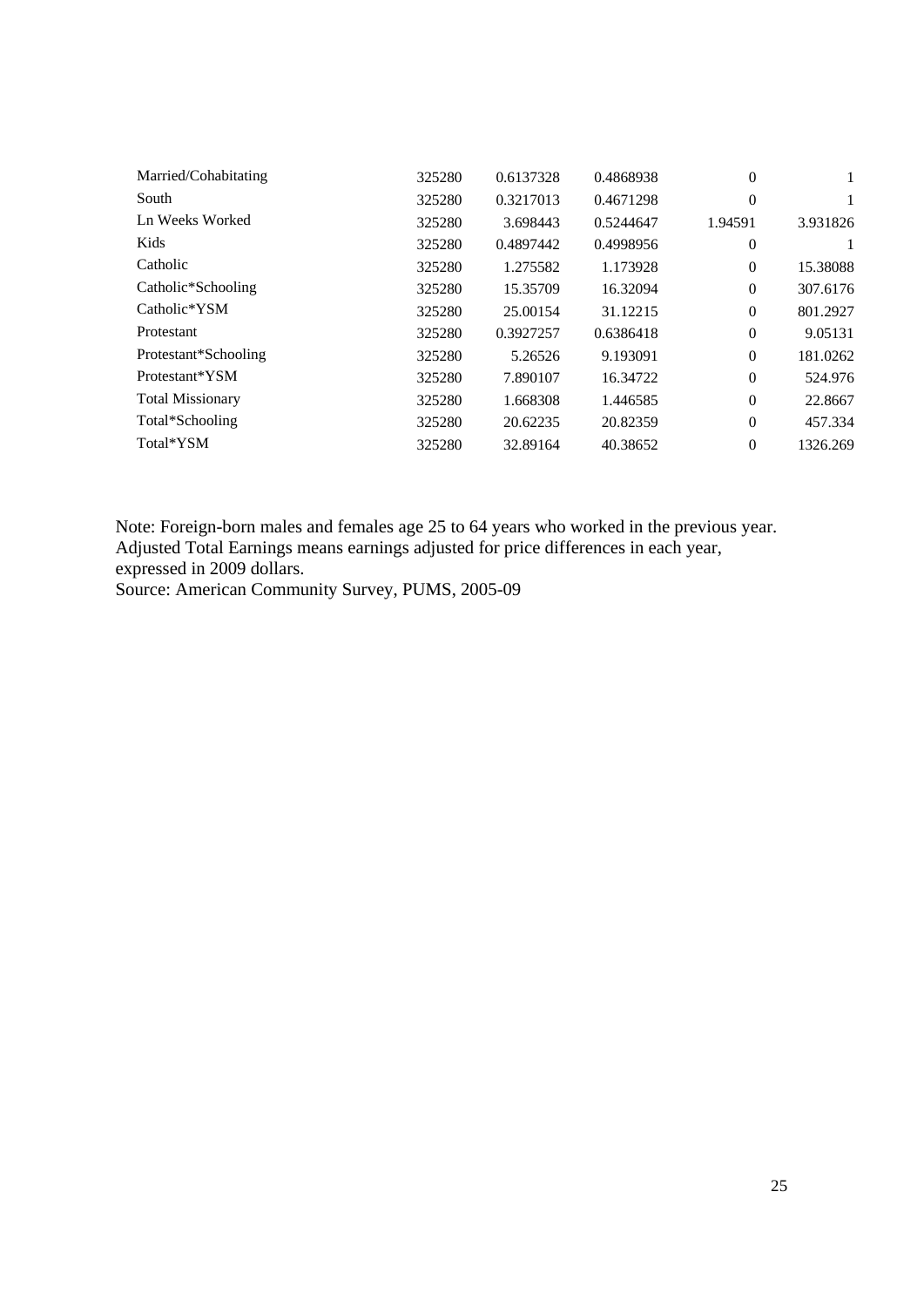| | | | | | |
|---|---|---|---|---|---|
| Married/Cohabitating | 325280 | 0.6137328 | 0.4868938 | 0 | 1 |
| South | 325280 | 0.3217013 | 0.4671298 | 0 | 1 |
| Ln Weeks Worked | 325280 | 3.698443 | 0.5244647 | 1.94591 | 3.931826 |
| Kids | 325280 | 0.4897442 | 0.4998956 | 0 | 1 |
| Catholic | 325280 | 1.275582 | 1.173928 | 0 | 15.38088 |
| Catholic*Schooling | 325280 | 15.35709 | 16.32094 | 0 | 307.6176 |
| Catholic*YSM | 325280 | 25.00154 | 31.12215 | 0 | 801.2927 |
| Protestant | 325280 | 0.3927257 | 0.6386418 | 0 | 9.05131 |
| Protestant*Schooling | 325280 | 5.26526 | 9.193091 | 0 | 181.0262 |
| Protestant*YSM | 325280 | 7.890107 | 16.34722 | 0 | 524.976 |
| Total Missionary | 325280 | 1.668308 | 1.446585 | 0 | 22.8667 |
| Total*Schooling | 325280 | 20.62235 | 20.82359 | 0 | 457.334 |
| Total*YSM | 325280 | 32.89164 | 40.38652 | 0 | 1326.269 |

Note: Foreign-born males and females age 25 to 64 years who worked in the previous year. Adjusted Total Earnings means earnings adjusted for price differences in each year, expressed in 2009 dollars.
Source: American Community Survey, PUMS, 2005-09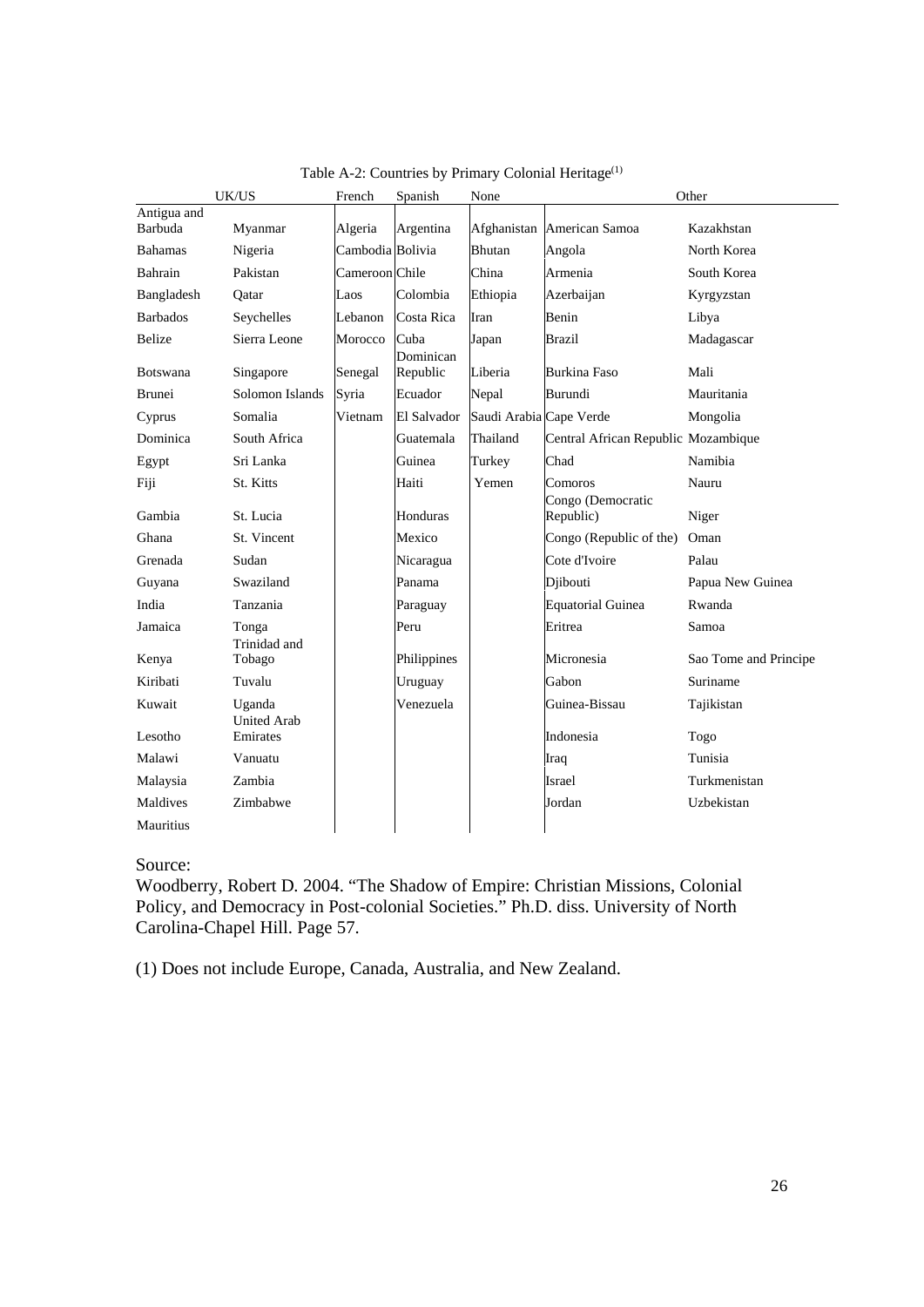Table A-2: Countries by Primary Colonial Heritage[1]

| UK/US | | French | Spanish | None | Other | |
|---|---|---|---|---|---|---|
| Antigua and Barbuda | Myanmar | Algeria | Argentina | Afghanistan | American Samoa | Kazakhstan |
| Bahamas | Nigeria | Cambodia | Bolivia | Bhutan | Angola | North Korea |
| Bahrain | Pakistan | Cameroon | Chile | China | Armenia | South Korea |
| Bangladesh | Qatar | Laos | Colombia | Ethiopia | Azerbaijan | Kyrgyzstan |
| Barbados | Seychelles | Lebanon | Costa Rica | Iran | Benin | Libya |
| Belize | Sierra Leone | Morocco | Cuba | Japan | Brazil | Madagascar |
| Botswana | Singapore | Senegal | Dominican Republic | Liberia | Burkina Faso | Mali |
| Brunei | Solomon Islands | Syria | Ecuador | Nepal | Burundi | Mauritania |
| Cyprus | Somalia | Vietnam | El Salvador | Saudi Arabia | Cape Verde | Mongolia |
| Dominica | South Africa | | Guatemala | Thailand | Central African Republic | Mozambique |
| Egypt | Sri Lanka | | Guinea | Turkey | Chad | Namibia |
| Fiji | St. Kitts | | Haiti | Yemen | Comoros | Nauru |
| Gambia | St. Lucia | | Honduras | | Congo (Democratic Republic) | Niger |
| Ghana | St. Vincent | | Mexico | | Congo (Republic of the) | Oman |
| Grenada | Sudan | | Nicaragua | | Cote d'Ivoire | Palau |
| Guyana | Swaziland | | Panama | | Djibouti | Papua New Guinea |
| India | Tanzania | | Paraguay | | Equatorial Guinea | Rwanda |
| Jamaica | Tonga | | Peru | | Eritrea | Samoa |
| Kenya | Trinidad and Tobago | | Philippines | | Micronesia | Sao Tome and Principe |
| Kiribati | Tuvalu | | Uruguay | | Gabon | Suriname |
| Kuwait | Uganda | | Venezuela | | Guinea-Bissau | Tajikistan |
| Lesotho | United Arab Emirates | | | | Indonesia | Togo |
| Malawi | Vanuatu | | | | Iraq | Tunisia |
| Malaysia | Zambia | | | | Israel | Turkmenistan |
| Maldives | Zimbabwe | | | | Jordan | Uzbekistan |
| Mauritius | | | | | | |

Source:
Woodberry, Robert D. 2004. "The Shadow of Empire: Christian Missions, Colonial Policy, and Democracy in Post-colonial Societies." Ph.D. diss. University of North Carolina-Chapel Hill. Page 57.

(1) Does not include Europe, Canada, Australia, and New Zealand.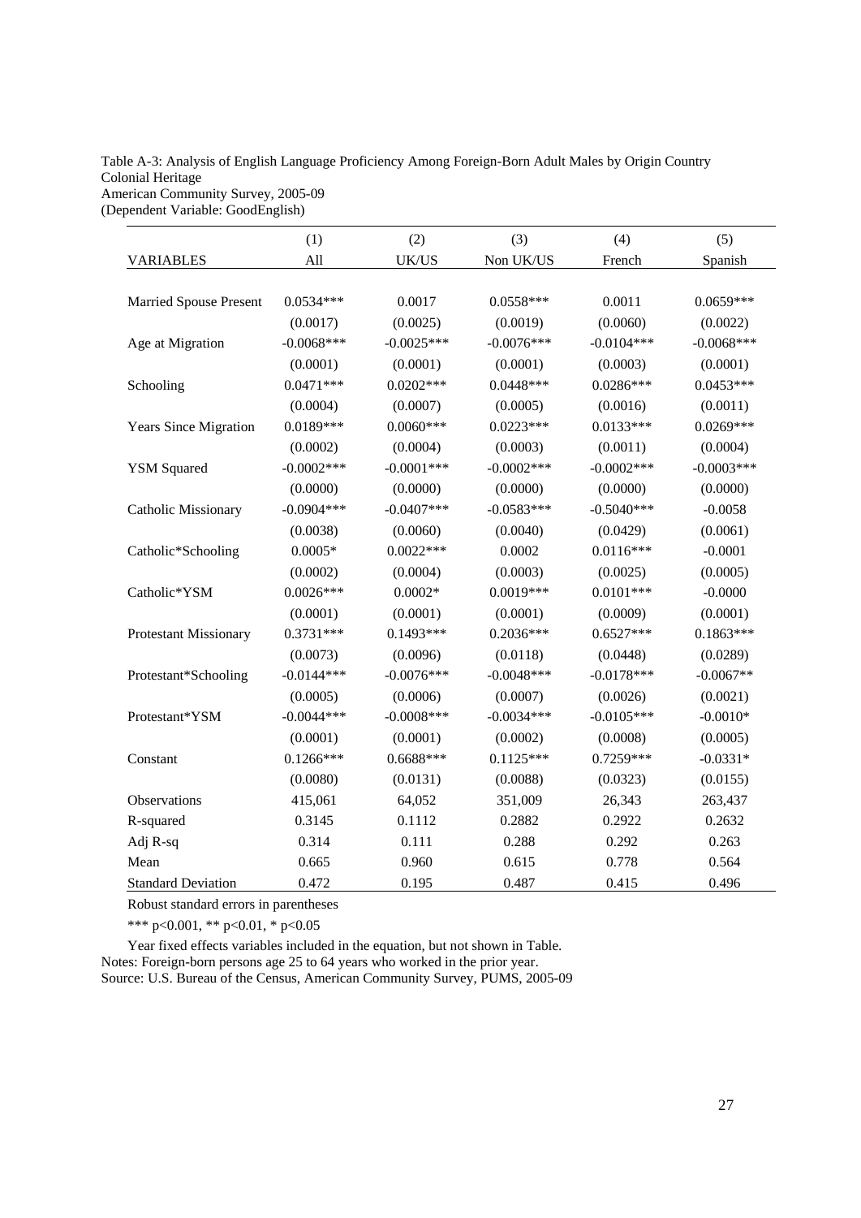Table A-3: Analysis of English Language Proficiency Among Foreign-Born Adult Males by Origin Country Colonial Heritage
American Community Survey, 2005-09
(Dependent Variable: GoodEnglish)

| | (1) | (2) | (3) | (4) | (5) |
|---|---|---|---|---|---|
| VARIABLES | All | UK/US | Non UK/US | French | Spanish |
| Married Spouse Present | 0.0534*** | 0.0017 | 0.0558*** | 0.0011 | 0.0659*** |
| | (0.0017) | (0.0025) | (0.0019) | (0.0060) | (0.0022) |
| Age at Migration | -0.0068*** | -0.0025*** | -0.0076*** | -0.0104*** | -0.0068*** |
| | (0.0001) | (0.0001) | (0.0001) | (0.0003) | (0.0001) |
| Schooling | 0.0471*** | 0.0202*** | 0.0448*** | 0.0286*** | 0.0453*** |
| | (0.0004) | (0.0007) | (0.0005) | (0.0016) | (0.0011) |
| Years Since Migration | 0.0189*** | 0.0060*** | 0.0223*** | 0.0133*** | 0.0269*** |
| | (0.0002) | (0.0004) | (0.0003) | (0.0011) | (0.0004) |
| YSM Squared | -0.0002*** | -0.0001*** | -0.0002*** | -0.0002*** | -0.0003*** |
| | (0.0000) | (0.0000) | (0.0000) | (0.0000) | (0.0000) |
| Catholic Missionary | -0.0904*** | -0.0407*** | -0.0583*** | -0.5040*** | -0.0058 |
| | (0.0038) | (0.0060) | (0.0040) | (0.0429) | (0.0061) |
| Catholic*Schooling | 0.0005* | 0.0022*** | 0.0002 | 0.0116*** | -0.0001 |
| | (0.0002) | (0.0004) | (0.0003) | (0.0025) | (0.0005) |
| Catholic*YSM | 0.0026*** | 0.0002* | 0.0019*** | 0.0101*** | -0.0000 |
| | (0.0001) | (0.0001) | (0.0001) | (0.0009) | (0.0001) |
| Protestant Missionary | 0.3731*** | 0.1493*** | 0.2036*** | 0.6527*** | 0.1863*** |
| | (0.0073) | (0.0096) | (0.0118) | (0.0448) | (0.0289) |
| Protestant*Schooling | -0.0144*** | -0.0076*** | -0.0048*** | -0.0178*** | -0.0067** |
| | (0.0005) | (0.0006) | (0.0007) | (0.0026) | (0.0021) |
| Protestant*YSM | -0.0044*** | -0.0008*** | -0.0034*** | -0.0105*** | -0.0010* |
| | (0.0001) | (0.0001) | (0.0002) | (0.0008) | (0.0005) |
| Constant | 0.1266*** | 0.6688*** | 0.1125*** | 0.7259*** | -0.0331* |
| | (0.0080) | (0.0131) | (0.0088) | (0.0323) | (0.0155) |
| Observations | 415,061 | 64,052 | 351,009 | 26,343 | 263,437 |
| R-squared | 0.3145 | 0.1112 | 0.2882 | 0.2922 | 0.2632 |
| Adj R-sq | 0.314 | 0.111 | 0.288 | 0.292 | 0.263 |
| Mean | 0.665 | 0.960 | 0.615 | 0.778 | 0.564 |
| Standard Deviation | 0.472 | 0.195 | 0.487 | 0.415 | 0.496 |

Robust standard errors in parentheses

*** p<0.001, ** p<0.01, * p<0.05

Year fixed effects variables included in the equation, but not shown in Table.
Notes: Foreign-born persons age 25 to 64 years who worked in the prior year.
Source: U.S. Bureau of the Census, American Community Survey, PUMS, 2005-09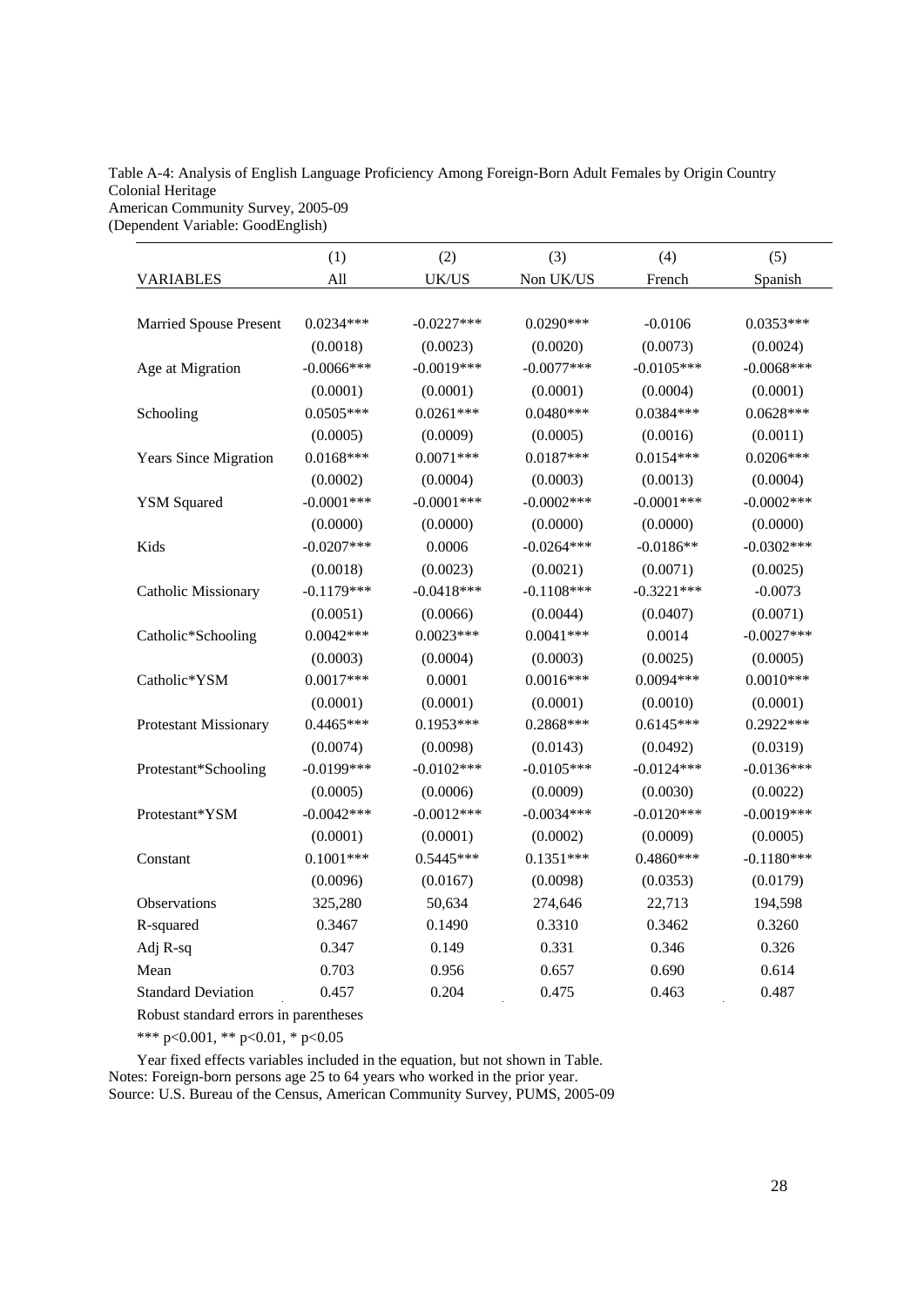Table A-4: Analysis of English Language Proficiency Among Foreign-Born Adult Females by Origin Country Colonial Heritage
American Community Survey, 2005-09
(Dependent Variable: GoodEnglish)

| | (1) | (2) | (3) | (4) | (5) |
|---|---|---|---|---|---|
| VARIABLES | All | UK/US | Non UK/US | French | Spanish |
| Married Spouse Present | 0.0234*** | -0.0227*** | 0.0290*** | -0.0106 | 0.0353*** |
| | (0.0018) | (0.0023) | (0.0020) | (0.0073) | (0.0024) |
| Age at Migration | -0.0066*** | -0.0019*** | -0.0077*** | -0.0105*** | -0.0068*** |
| | (0.0001) | (0.0001) | (0.0001) | (0.0004) | (0.0001) |
| Schooling | 0.0505*** | 0.0261*** | 0.0480*** | 0.0384*** | 0.0628*** |
| | (0.0005) | (0.0009) | (0.0005) | (0.0016) | (0.0011) |
| Years Since Migration | 0.0168*** | 0.0071*** | 0.0187*** | 0.0154*** | 0.0206*** |
| | (0.0002) | (0.0004) | (0.0003) | (0.0013) | (0.0004) |
| YSM Squared | -0.0001*** | -0.0001*** | -0.0002*** | -0.0001*** | -0.0002*** |
| | (0.0000) | (0.0000) | (0.0000) | (0.0000) | (0.0000) |
| Kids | -0.0207*** | 0.0006 | -0.0264*** | -0.0186** | -0.0302*** |
| | (0.0018) | (0.0023) | (0.0021) | (0.0071) | (0.0025) |
| Catholic Missionary | -0.1179*** | -0.0418*** | -0.1108*** | -0.3221*** | -0.0073 |
| | (0.0051) | (0.0066) | (0.0044) | (0.0407) | (0.0071) |
| Catholic*Schooling | 0.0042*** | 0.0023*** | 0.0041*** | 0.0014 | -0.0027*** |
| | (0.0003) | (0.0004) | (0.0003) | (0.0025) | (0.0005) |
| Catholic*YSM | 0.0017*** | 0.0001 | 0.0016*** | 0.0094*** | 0.0010*** |
| | (0.0001) | (0.0001) | (0.0001) | (0.0010) | (0.0001) |
| Protestant Missionary | 0.4465*** | 0.1953*** | 0.2868*** | 0.6145*** | 0.2922*** |
| | (0.0074) | (0.0098) | (0.0143) | (0.0492) | (0.0319) |
| Protestant*Schooling | -0.0199*** | -0.0102*** | -0.0105*** | -0.0124*** | -0.0136*** |
| | (0.0005) | (0.0006) | (0.0009) | (0.0030) | (0.0022) |
| Protestant*YSM | -0.0042*** | -0.0012*** | -0.0034*** | -0.0120*** | -0.0019*** |
| | (0.0001) | (0.0001) | (0.0002) | (0.0009) | (0.0005) |
| Constant | 0.1001*** | 0.5445*** | 0.1351*** | 0.4860*** | -0.1180*** |
| | (0.0096) | (0.0167) | (0.0098) | (0.0353) | (0.0179) |
| Observations | 325,280 | 50,634 | 274,646 | 22,713 | 194,598 |
| R-squared | 0.3467 | 0.1490 | 0.3310 | 0.3462 | 0.3260 |
| Adj R-sq | 0.347 | 0.149 | 0.331 | 0.346 | 0.326 |
| Mean | 0.703 | 0.956 | 0.657 | 0.690 | 0.614 |
| Standard Deviation | 0.457 | 0.204 | 0.475 | 0.463 | 0.487 |

Robust standard errors in parentheses

*** p<0.001, ** p<0.01, * p<0.05

Year fixed effects variables included in the equation, but not shown in Table.
Notes: Foreign-born persons age 25 to 64 years who worked in the prior year.
Source: U.S. Bureau of the Census, American Community Survey, PUMS, 2005-09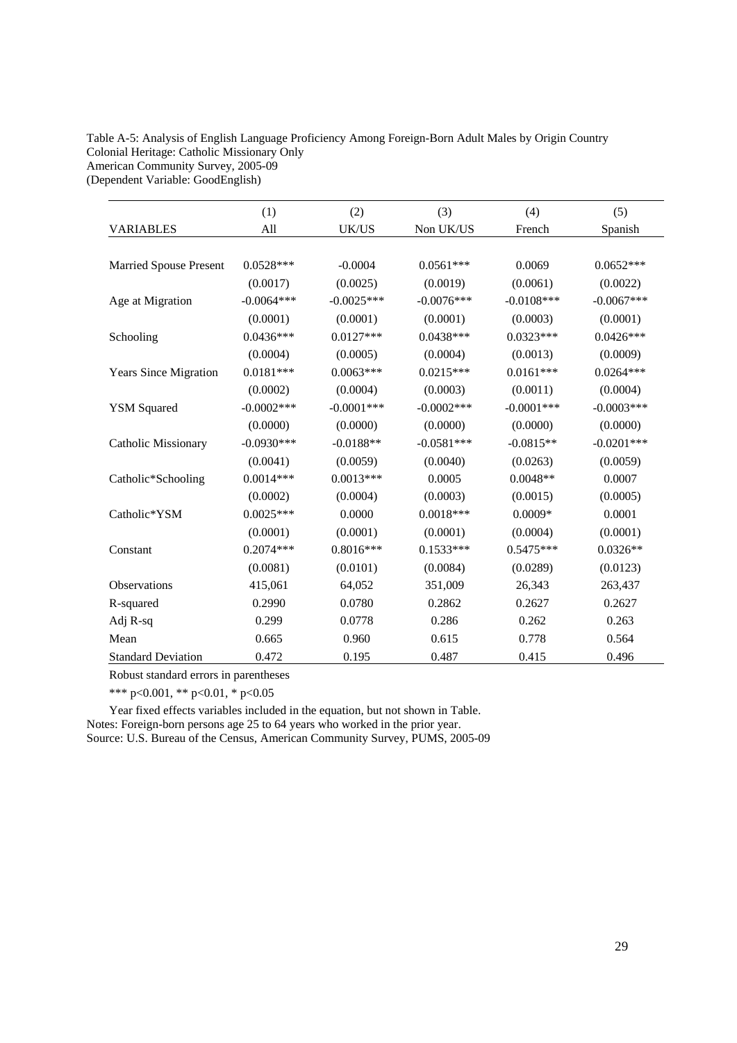Table A-5: Analysis of English Language Proficiency Among Foreign-Born Adult Males by Origin Country
Colonial Heritage: Catholic Missionary Only
American Community Survey, 2005-09
(Dependent Variable: GoodEnglish)

| VARIABLES | (1) All | (2) UK/US | (3) Non UK/US | (4) French | (5) Spanish |
|---|---|---|---|---|---|
| Married Spouse Present | 0.0528*** | -0.0004 | 0.0561*** | 0.0069 | 0.0652*** |
| | (0.0017) | (0.0025) | (0.0019) | (0.0061) | (0.0022) |
| Age at Migration | -0.0064*** | -0.0025*** | -0.0076*** | -0.0108*** | -0.0067*** |
| | (0.0001) | (0.0001) | (0.0001) | (0.0003) | (0.0001) |
| Schooling | 0.0436*** | 0.0127*** | 0.0438*** | 0.0323*** | 0.0426*** |
| | (0.0004) | (0.0005) | (0.0004) | (0.0013) | (0.0009) |
| Years Since Migration | 0.0181*** | 0.0063*** | 0.0215*** | 0.0161*** | 0.0264*** |
| | (0.0002) | (0.0004) | (0.0003) | (0.0011) | (0.0004) |
| YSM Squared | -0.0002*** | -0.0001*** | -0.0002*** | -0.0001*** | -0.0003*** |
| | (0.0000) | (0.0000) | (0.0000) | (0.0000) | (0.0000) |
| Catholic Missionary | -0.0930*** | -0.0188** | -0.0581*** | -0.0815** | -0.0201*** |
| | (0.0041) | (0.0059) | (0.0040) | (0.0263) | (0.0059) |
| Catholic*Schooling | 0.0014*** | 0.0013*** | 0.0005 | 0.0048** | 0.0007 |
| | (0.0002) | (0.0004) | (0.0003) | (0.0015) | (0.0005) |
| Catholic*YSM | 0.0025*** | 0.0000 | 0.0018*** | 0.0009* | 0.0001 |
| | (0.0001) | (0.0001) | (0.0001) | (0.0004) | (0.0001) |
| Constant | 0.2074*** | 0.8016*** | 0.1533*** | 0.5475*** | 0.0326** |
| | (0.0081) | (0.0101) | (0.0084) | (0.0289) | (0.0123) |
| Observations | 415,061 | 64,052 | 351,009 | 26,343 | 263,437 |
| R-squared | 0.2990 | 0.0780 | 0.2862 | 0.2627 | 0.2627 |
| Adj R-sq | 0.299 | 0.0778 | 0.286 | 0.262 | 0.263 |
| Mean | 0.665 | 0.960 | 0.615 | 0.778 | 0.564 |
| Standard Deviation | 0.472 | 0.195 | 0.487 | 0.415 | 0.496 |

Robust standard errors in parentheses

*** p<0.001, ** p<0.01, * p<0.05

Year fixed effects variables included in the equation, but not shown in Table.
Notes: Foreign-born persons age 25 to 64 years who worked in the prior year.
Source: U.S. Bureau of the Census, American Community Survey, PUMS, 2005-09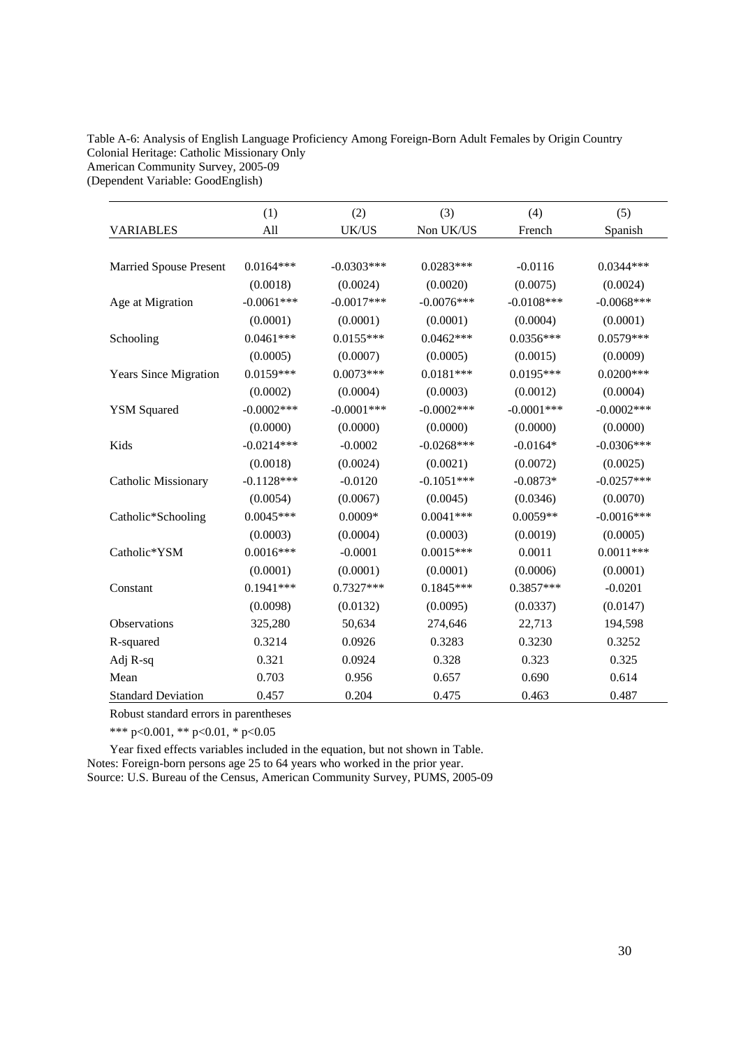Table A-6: Analysis of English Language Proficiency Among Foreign-Born Adult Females by Origin Country
Colonial Heritage: Catholic Missionary Only
American Community Survey, 2005-09
(Dependent Variable: GoodEnglish)

| VARIABLES | (1) All | (2) UK/US | (3) Non UK/US | (4) French | (5) Spanish |
|---|---|---|---|---|---|
| Married Spouse Present | 0.0164*** | -0.0303*** | 0.0283*** | -0.0116 | 0.0344*** |
| | (0.0018) | (0.0024) | (0.0020) | (0.0075) | (0.0024) |
| Age at Migration | -0.0061*** | -0.0017*** | -0.0076*** | -0.0108*** | -0.0068*** |
| | (0.0001) | (0.0001) | (0.0001) | (0.0004) | (0.0001) |
| Schooling | 0.0461*** | 0.0155*** | 0.0462*** | 0.0356*** | 0.0579*** |
| | (0.0005) | (0.0007) | (0.0005) | (0.0015) | (0.0009) |
| Years Since Migration | 0.0159*** | 0.0073*** | 0.0181*** | 0.0195*** | 0.0200*** |
| | (0.0002) | (0.0004) | (0.0003) | (0.0012) | (0.0004) |
| YSM Squared | -0.0002*** | -0.0001*** | -0.0002*** | -0.0001*** | -0.0002*** |
| | (0.0000) | (0.0000) | (0.0000) | (0.0000) | (0.0000) |
| Kids | -0.0214*** | -0.0002 | -0.0268*** | -0.0164* | -0.0306*** |
| | (0.0018) | (0.0024) | (0.0021) | (0.0072) | (0.0025) |
| Catholic Missionary | -0.1128*** | -0.0120 | -0.1051*** | -0.0873* | -0.0257*** |
| | (0.0054) | (0.0067) | (0.0045) | (0.0346) | (0.0070) |
| Catholic*Schooling | 0.0045*** | 0.0009* | 0.0041*** | 0.0059** | -0.0016*** |
| | (0.0003) | (0.0004) | (0.0003) | (0.0019) | (0.0005) |
| Catholic*YSM | 0.0016*** | -0.0001 | 0.0015*** | 0.0011 | 0.0011*** |
| | (0.0001) | (0.0001) | (0.0001) | (0.0006) | (0.0001) |
| Constant | 0.1941*** | 0.7327*** | 0.1845*** | 0.3857*** | -0.0201 |
| | (0.0098) | (0.0132) | (0.0095) | (0.0337) | (0.0147) |
| Observations | 325,280 | 50,634 | 274,646 | 22,713 | 194,598 |
| R-squared | 0.3214 | 0.0926 | 0.3283 | 0.3230 | 0.3252 |
| Adj R-sq | 0.321 | 0.0924 | 0.328 | 0.323 | 0.325 |
| Mean | 0.703 | 0.956 | 0.657 | 0.690 | 0.614 |
| Standard Deviation | 0.457 | 0.204 | 0.475 | 0.463 | 0.487 |

Robust standard errors in parentheses

*** p<0.001, ** p<0.01, * p<0.05

Year fixed effects variables included in the equation, but not shown in Table.
Notes: Foreign-born persons age 25 to 64 years who worked in the prior year.
Source: U.S. Bureau of the Census, American Community Survey, PUMS, 2005-09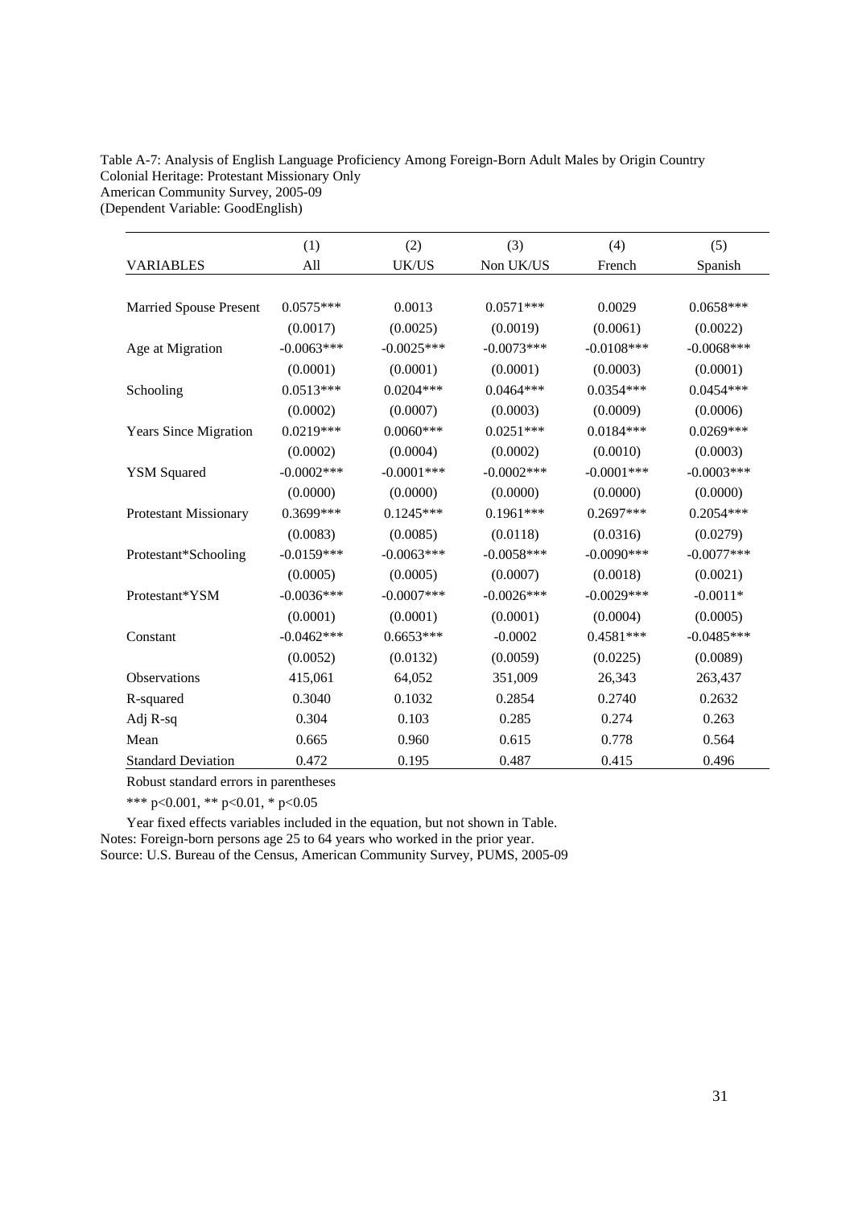Table A-7: Analysis of English Language Proficiency Among Foreign-Born Adult Males by Origin Country
Colonial Heritage: Protestant Missionary Only
American Community Survey, 2005-09
(Dependent Variable: GoodEnglish)

| VARIABLES | (1) All | (2) UK/US | (3) Non UK/US | (4) French | (5) Spanish |
|---|---|---|---|---|---|
| Married Spouse Present | 0.0575*** | 0.0013 | 0.0571*** | 0.0029 | 0.0658*** |
| | (0.0017) | (0.0025) | (0.0019) | (0.0061) | (0.0022) |
| Age at Migration | -0.0063*** | -0.0025*** | -0.0073*** | -0.0108*** | -0.0068*** |
| | (0.0001) | (0.0001) | (0.0001) | (0.0003) | (0.0001) |
| Schooling | 0.0513*** | 0.0204*** | 0.0464*** | 0.0354*** | 0.0454*** |
| | (0.0002) | (0.0007) | (0.0003) | (0.0009) | (0.0006) |
| Years Since Migration | 0.0219*** | 0.0060*** | 0.0251*** | 0.0184*** | 0.0269*** |
| | (0.0002) | (0.0004) | (0.0002) | (0.0010) | (0.0003) |
| YSM Squared | -0.0002*** | -0.0001*** | -0.0002*** | -0.0001*** | -0.0003*** |
| | (0.0000) | (0.0000) | (0.0000) | (0.0000) | (0.0000) |
| Protestant Missionary | 0.3699*** | 0.1245*** | 0.1961*** | 0.2697*** | 0.2054*** |
| | (0.0083) | (0.0085) | (0.0118) | (0.0316) | (0.0279) |
| Protestant*Schooling | -0.0159*** | -0.0063*** | -0.0058*** | -0.0090*** | -0.0077*** |
| | (0.0005) | (0.0005) | (0.0007) | (0.0018) | (0.0021) |
| Protestant*YSM | -0.0036*** | -0.0007*** | -0.0026*** | -0.0029*** | -0.0011* |
| | (0.0001) | (0.0001) | (0.0001) | (0.0004) | (0.0005) |
| Constant | -0.0462*** | 0.6653*** | -0.0002 | 0.4581*** | -0.0485*** |
| | (0.0052) | (0.0132) | (0.0059) | (0.0225) | (0.0089) |
| Observations | 415,061 | 64,052 | 351,009 | 26,343 | 263,437 |
| R-squared | 0.3040 | 0.1032 | 0.2854 | 0.2740 | 0.2632 |
| Adj R-sq | 0.304 | 0.103 | 0.285 | 0.274 | 0.263 |
| Mean | 0.665 | 0.960 | 0.615 | 0.778 | 0.564 |
| Standard Deviation | 0.472 | 0.195 | 0.487 | 0.415 | 0.496 |

Robust standard errors in parentheses

*** p<0.001, ** p<0.01, * p<0.05

Year fixed effects variables included in the equation, but not shown in Table.
Notes: Foreign-born persons age 25 to 64 years who worked in the prior year.
Source: U.S. Bureau of the Census, American Community Survey, PUMS, 2005-09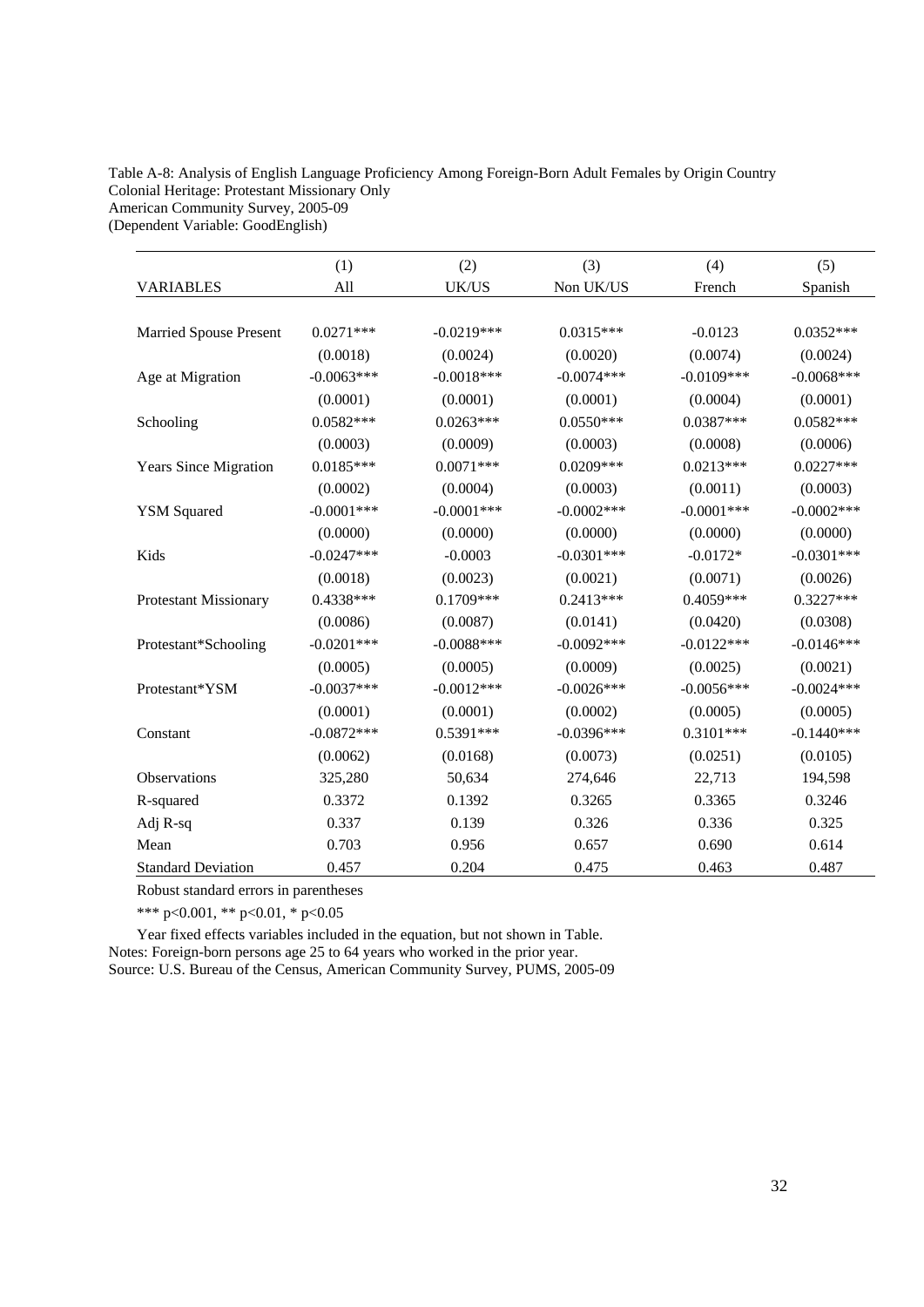Table A-8: Analysis of English Language Proficiency Among Foreign-Born Adult Females by Origin Country
Colonial Heritage: Protestant Missionary Only
American Community Survey, 2005-09
(Dependent Variable: GoodEnglish)

| | (1) | (2) | (3) | (4) | (5) |
|---|---|---|---|---|---|
| VARIABLES | All | UK/US | Non UK/US | French | Spanish |
| Married Spouse Present | 0.0271*** | -0.0219*** | 0.0315*** | -0.0123 | 0.0352*** |
| | (0.0018) | (0.0024) | (0.0020) | (0.0074) | (0.0024) |
| Age at Migration | -0.0063*** | -0.0018*** | -0.0074*** | -0.0109*** | -0.0068*** |
| | (0.0001) | (0.0001) | (0.0001) | (0.0004) | (0.0001) |
| Schooling | 0.0582*** | 0.0263*** | 0.0550*** | 0.0387*** | 0.0582*** |
| | (0.0003) | (0.0009) | (0.0003) | (0.0008) | (0.0006) |
| Years Since Migration | 0.0185*** | 0.0071*** | 0.0209*** | 0.0213*** | 0.0227*** |
| | (0.0002) | (0.0004) | (0.0003) | (0.0011) | (0.0003) |
| YSM Squared | -0.0001*** | -0.0001*** | -0.0002*** | -0.0001*** | -0.0002*** |
| | (0.0000) | (0.0000) | (0.0000) | (0.0000) | (0.0000) |
| Kids | -0.0247*** | -0.0003 | -0.0301*** | -0.0172* | -0.0301*** |
| | (0.0018) | (0.0023) | (0.0021) | (0.0071) | (0.0026) |
| Protestant Missionary | 0.4338*** | 0.1709*** | 0.2413*** | 0.4059*** | 0.3227*** |
| | (0.0086) | (0.0087) | (0.0141) | (0.0420) | (0.0308) |
| Protestant*Schooling | -0.0201*** | -0.0088*** | -0.0092*** | -0.0122*** | -0.0146*** |
| | (0.0005) | (0.0005) | (0.0009) | (0.0025) | (0.0021) |
| Protestant*YSM | -0.0037*** | -0.0012*** | -0.0026*** | -0.0056*** | -0.0024*** |
| | (0.0001) | (0.0001) | (0.0002) | (0.0005) | (0.0005) |
| Constant | -0.0872*** | 0.5391*** | -0.0396*** | 0.3101*** | -0.1440*** |
| | (0.0062) | (0.0168) | (0.0073) | (0.0251) | (0.0105) |
| Observations | 325,280 | 50,634 | 274,646 | 22,713 | 194,598 |
| R-squared | 0.3372 | 0.1392 | 0.3265 | 0.3365 | 0.3246 |
| Adj R-sq | 0.337 | 0.139 | 0.326 | 0.336 | 0.325 |
| Mean | 0.703 | 0.956 | 0.657 | 0.690 | 0.614 |
| Standard Deviation | 0.457 | 0.204 | 0.475 | 0.463 | 0.487 |

Robust standard errors in parentheses

*** p<0.001, ** p<0.01, * p<0.05

Year fixed effects variables included in the equation, but not shown in Table.
Notes: Foreign-born persons age 25 to 64 years who worked in the prior year.
Source: U.S. Bureau of the Census, American Community Survey, PUMS, 2005-09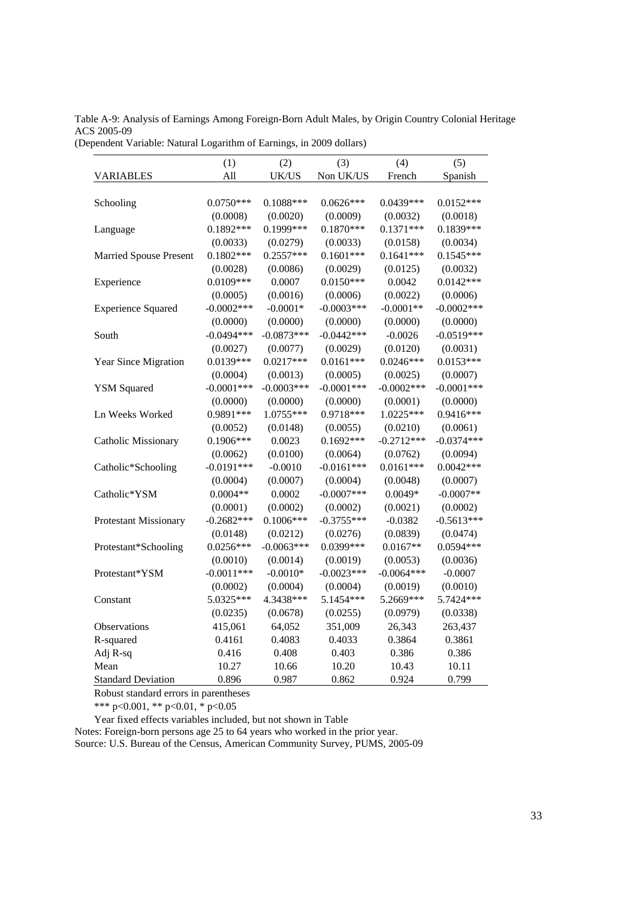Table A-9: Analysis of Earnings Among Foreign-Born Adult Males, by Origin Country Colonial Heritage ACS 2005-09
(Dependent Variable: Natural Logarithm of Earnings, in 2009 dollars)

| VARIABLES | (1) All | (2) UK/US | (3) Non UK/US | (4) French | (5) Spanish |
|---|---|---|---|---|---|
| Schooling | 0.0750*** | 0.1088*** | 0.0626*** | 0.0439*** | 0.0152*** |
| | (0.0008) | (0.0020) | (0.0009) | (0.0032) | (0.0018) |
| Language | 0.1892*** | 0.1999*** | 0.1870*** | 0.1371*** | 0.1839*** |
| | (0.0033) | (0.0279) | (0.0033) | (0.0158) | (0.0034) |
| Married Spouse Present | 0.1802*** | 0.2557*** | 0.1601*** | 0.1641*** | 0.1545*** |
| | (0.0028) | (0.0086) | (0.0029) | (0.0125) | (0.0032) |
| Experience | 0.0109*** | 0.0007 | 0.0150*** | 0.0042 | 0.0142*** |
| | (0.0005) | (0.0016) | (0.0006) | (0.0022) | (0.0006) |
| Experience Squared | -0.0002*** | -0.0001* | -0.0003*** | -0.0001** | -0.0002*** |
| | (0.0000) | (0.0000) | (0.0000) | (0.0000) | (0.0000) |
| South | -0.0494*** | -0.0873*** | -0.0442*** | -0.0026 | -0.0519*** |
| | (0.0027) | (0.0077) | (0.0029) | (0.0120) | (0.0031) |
| Year Since Migration | 0.0139*** | 0.0217*** | 0.0161*** | 0.0246*** | 0.0153*** |
| | (0.0004) | (0.0013) | (0.0005) | (0.0025) | (0.0007) |
| YSM Squared | -0.0001*** | -0.0003*** | -0.0001*** | -0.0002*** | -0.0001*** |
| | (0.0000) | (0.0000) | (0.0000) | (0.0001) | (0.0000) |
| Ln Weeks Worked | 0.9891*** | 1.0755*** | 0.9718*** | 1.0225*** | 0.9416*** |
| | (0.0052) | (0.0148) | (0.0055) | (0.0210) | (0.0061) |
| Catholic Missionary | 0.1906*** | 0.0023 | 0.1692*** | -0.2712*** | -0.0374*** |
| | (0.0062) | (0.0100) | (0.0064) | (0.0762) | (0.0094) |
| Catholic*Schooling | -0.0191*** | -0.0010 | -0.0161*** | 0.0161*** | 0.0042*** |
| | (0.0004) | (0.0007) | (0.0004) | (0.0048) | (0.0007) |
| Catholic*YSM | 0.0004** | 0.0002 | -0.0007*** | 0.0049* | -0.0007** |
| | (0.0001) | (0.0002) | (0.0002) | (0.0021) | (0.0002) |
| Protestant Missionary | -0.2682*** | 0.1006*** | -0.3755*** | -0.0382 | -0.5613*** |
| | (0.0148) | (0.0212) | (0.0276) | (0.0839) | (0.0474) |
| Protestant*Schooling | 0.0256*** | -0.0063*** | 0.0399*** | 0.0167** | 0.0594*** |
| | (0.0010) | (0.0014) | (0.0019) | (0.0053) | (0.0036) |
| Protestant*YSM | -0.0011*** | -0.0010* | -0.0023*** | -0.0064*** | -0.0007 |
| | (0.0002) | (0.0004) | (0.0004) | (0.0019) | (0.0010) |
| Constant | 5.0325*** | 4.3438*** | 5.1454*** | 5.2669*** | 5.7424*** |
| | (0.0235) | (0.0678) | (0.0255) | (0.0979) | (0.0338) |
| Observations | 415,061 | 64,052 | 351,009 | 26,343 | 263,437 |
| R-squared | 0.4161 | 0.4083 | 0.4033 | 0.3864 | 0.3861 |
| Adj R-sq | 0.416 | 0.408 | 0.403 | 0.386 | 0.386 |
| Mean | 10.27 | 10.66 | 10.20 | 10.43 | 10.11 |
| Standard Deviation | 0.896 | 0.987 | 0.862 | 0.924 | 0.799 |

Robust standard errors in parentheses

*** p<0.001, ** p<0.01, * p<0.05

Year fixed effects variables included, but not shown in Table

Notes: Foreign-born persons age 25 to 64 years who worked in the prior year.

Source: U.S. Bureau of the Census, American Community Survey, PUMS, 2005-09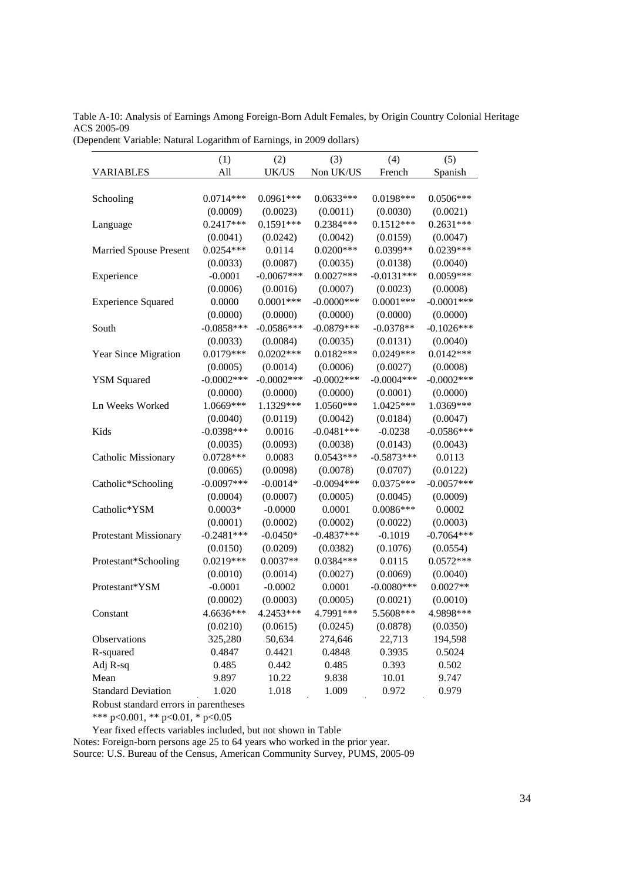Table A-10: Analysis of Earnings Among Foreign-Born Adult Females, by Origin Country Colonial Heritage ACS 2005-09
(Dependent Variable: Natural Logarithm of Earnings, in 2009 dollars)

| | (1) | (2) | (3) | (4) | (5) |
|---|---|---|---|---|---|
| VARIABLES | All | UK/US | Non UK/US | French | Spanish |
| | | | | | |
| Schooling | 0.0714*** | 0.0961*** | 0.0633*** | 0.0198*** | 0.0506*** |
| | (0.0009) | (0.0023) | (0.0011) | (0.0030) | (0.0021) |
| Language | 0.2417*** | 0.1591*** | 0.2384*** | 0.1512*** | 0.2631*** |
| | (0.0041) | (0.0242) | (0.0042) | (0.0159) | (0.0047) |
| Married Spouse Present | 0.0254*** | 0.0114 | 0.0200*** | 0.0399** | 0.0239*** |
| | (0.0033) | (0.0087) | (0.0035) | (0.0138) | (0.0040) |
| Experience | -0.0001 | -0.0067*** | 0.0027*** | -0.0131*** | 0.0059*** |
| | (0.0006) | (0.0016) | (0.0007) | (0.0023) | (0.0008) |
| Experience Squared | 0.0000 | 0.0001*** | -0.0000*** | 0.0001*** | -0.0001*** |
| | (0.0000) | (0.0000) | (0.0000) | (0.0000) | (0.0000) |
| South | -0.0858*** | -0.0586*** | -0.0879*** | -0.0378** | -0.1026*** |
| | (0.0033) | (0.0084) | (0.0035) | (0.0131) | (0.0040) |
| Year Since Migration | 0.0179*** | 0.0202*** | 0.0182*** | 0.0249*** | 0.0142*** |
| | (0.0005) | (0.0014) | (0.0006) | (0.0027) | (0.0008) |
| YSM Squared | -0.0002*** | -0.0002*** | -0.0002*** | -0.0004*** | -0.0002*** |
| | (0.0000) | (0.0000) | (0.0000) | (0.0001) | (0.0000) |
| Ln Weeks Worked | 1.0669*** | 1.1329*** | 1.0560*** | 1.0425*** | 1.0369*** |
| | (0.0040) | (0.0119) | (0.0042) | (0.0184) | (0.0047) |
| Kids | -0.0398*** | 0.0016 | -0.0481*** | -0.0238 | -0.0586*** |
| | (0.0035) | (0.0093) | (0.0038) | (0.0143) | (0.0043) |
| Catholic Missionary | 0.0728*** | 0.0083 | 0.0543*** | -0.5873*** | 0.0113 |
| | (0.0065) | (0.0098) | (0.0078) | (0.0707) | (0.0122) |
| Catholic*Schooling | -0.0097*** | -0.0014* | -0.0094*** | 0.0375*** | -0.0057*** |
| | (0.0004) | (0.0007) | (0.0005) | (0.0045) | (0.0009) |
| Catholic*YSM | 0.0003* | -0.0000 | 0.0001 | 0.0086*** | 0.0002 |
| | (0.0001) | (0.0002) | (0.0002) | (0.0022) | (0.0003) |
| Protestant Missionary | -0.2481*** | -0.0450* | -0.4837*** | -0.1019 | -0.7064*** |
| | (0.0150) | (0.0209) | (0.0382) | (0.1076) | (0.0554) |
| Protestant*Schooling | 0.0219*** | 0.0037** | 0.0384*** | 0.0115 | 0.0572*** |
| | (0.0010) | (0.0014) | (0.0027) | (0.0069) | (0.0040) |
| Protestant*YSM | -0.0001 | -0.0002 | 0.0001 | -0.0080*** | 0.0027** |
| | (0.0002) | (0.0003) | (0.0005) | (0.0021) | (0.0010) |
| Constant | 4.6636*** | 4.2453*** | 4.7991*** | 5.5608*** | 4.9898*** |
| | (0.0210) | (0.0615) | (0.0245) | (0.0878) | (0.0350) |
| Observations | 325,280 | 50,634 | 274,646 | 22,713 | 194,598 |
| R-squared | 0.4847 | 0.4421 | 0.4848 | 0.3935 | 0.5024 |
| Adj R-sq | 0.485 | 0.442 | 0.485 | 0.393 | 0.502 |
| Mean | 9.897 | 10.22 | 9.838 | 10.01 | 9.747 |
| Standard Deviation | 1.020 | 1.018 | 1.009 | 0.972 | 0.979 |

Robust standard errors in parentheses

*** p<0.001, ** p<0.01, * p<0.05

Year fixed effects variables included, but not shown in Table

Notes: Foreign-born persons age 25 to 64 years who worked in the prior year.
Source: U.S. Bureau of the Census, American Community Survey, PUMS, 2005-09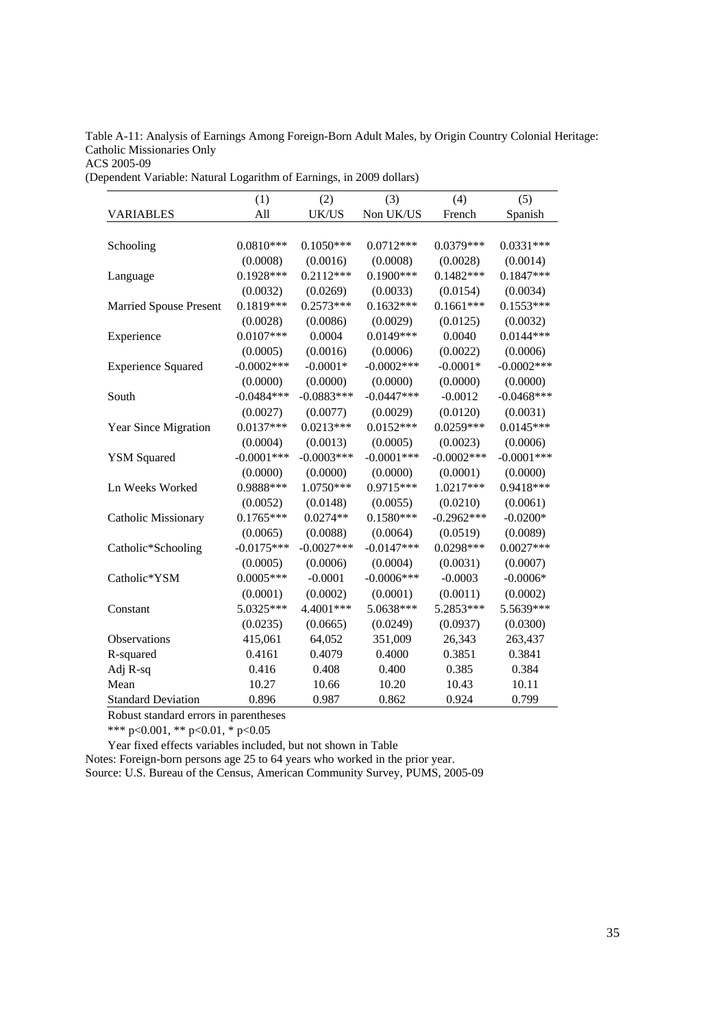Table A-11: Analysis of Earnings Among Foreign-Born Adult Males, by Origin Country Colonial Heritage: Catholic Missionaries Only
ACS 2005-09
(Dependent Variable: Natural Logarithm of Earnings, in 2009 dollars)

| | (1) | (2) | (3) | (4) | (5) |
|---|---|---|---|---|---|
| VARIABLES | All | UK/US | Non UK/US | French | Spanish |
| Schooling | 0.0810*** | 0.1050*** | 0.0712*** | 0.0379*** | 0.0331*** |
| | (0.0008) | (0.0016) | (0.0008) | (0.0028) | (0.0014) |
| Language | 0.1928*** | 0.2112*** | 0.1900*** | 0.1482*** | 0.1847*** |
| | (0.0032) | (0.0269) | (0.0033) | (0.0154) | (0.0034) |
| Married Spouse Present | 0.1819*** | 0.2573*** | 0.1632*** | 0.1661*** | 0.1553*** |
| | (0.0028) | (0.0086) | (0.0029) | (0.0125) | (0.0032) |
| Experience | 0.0107*** | 0.0004 | 0.0149*** | 0.0040 | 0.0144*** |
| | (0.0005) | (0.0016) | (0.0006) | (0.0022) | (0.0006) |
| Experience Squared | -0.0002*** | -0.0001* | -0.0002*** | -0.0001* | -0.0002*** |
| | (0.0000) | (0.0000) | (0.0000) | (0.0000) | (0.0000) |
| South | -0.0484*** | -0.0883*** | -0.0447*** | -0.0012 | -0.0468*** |
| | (0.0027) | (0.0077) | (0.0029) | (0.0120) | (0.0031) |
| Year Since Migration | 0.0137*** | 0.0213*** | 0.0152*** | 0.0259*** | 0.0145*** |
| | (0.0004) | (0.0013) | (0.0005) | (0.0023) | (0.0006) |
| YSM Squared | -0.0001*** | -0.0003*** | -0.0001*** | -0.0002*** | -0.0001*** |
| | (0.0000) | (0.0000) | (0.0000) | (0.0001) | (0.0000) |
| Ln Weeks Worked | 0.9888*** | 1.0750*** | 0.9715*** | 1.0217*** | 0.9418*** |
| | (0.0052) | (0.0148) | (0.0055) | (0.0210) | (0.0061) |
| Catholic Missionary | 0.1765*** | 0.0274** | 0.1580*** | -0.2962*** | -0.0200* |
| | (0.0065) | (0.0088) | (0.0064) | (0.0519) | (0.0089) |
| Catholic*Schooling | -0.0175*** | -0.0027*** | -0.0147*** | 0.0298*** | 0.0027*** |
| | (0.0005) | (0.0006) | (0.0004) | (0.0031) | (0.0007) |
| Catholic*YSM | 0.0005*** | -0.0001 | -0.0006*** | -0.0003 | -0.0006* |
| | (0.0001) | (0.0002) | (0.0001) | (0.0011) | (0.0002) |
| Constant | 5.0325*** | 4.4001*** | 5.0638*** | 5.2853*** | 5.5639*** |
| | (0.0235) | (0.0665) | (0.0249) | (0.0937) | (0.0300) |
| Observations | 415,061 | 64,052 | 351,009 | 26,343 | 263,437 |
| R-squared | 0.4161 | 0.4079 | 0.4000 | 0.3851 | 0.3841 |
| Adj R-sq | 0.416 | 0.408 | 0.400 | 0.385 | 0.384 |
| Mean | 10.27 | 10.66 | 10.20 | 10.43 | 10.11 |
| Standard Deviation | 0.896 | 0.987 | 0.862 | 0.924 | 0.799 |

Robust standard errors in parentheses

*** p<0.001, ** p<0.01, * p<0.05

Year fixed effects variables included, but not shown in Table

Notes: Foreign-born persons age 25 to 64 years who worked in the prior year.

Source: U.S. Bureau of the Census, American Community Survey, PUMS, 2005-09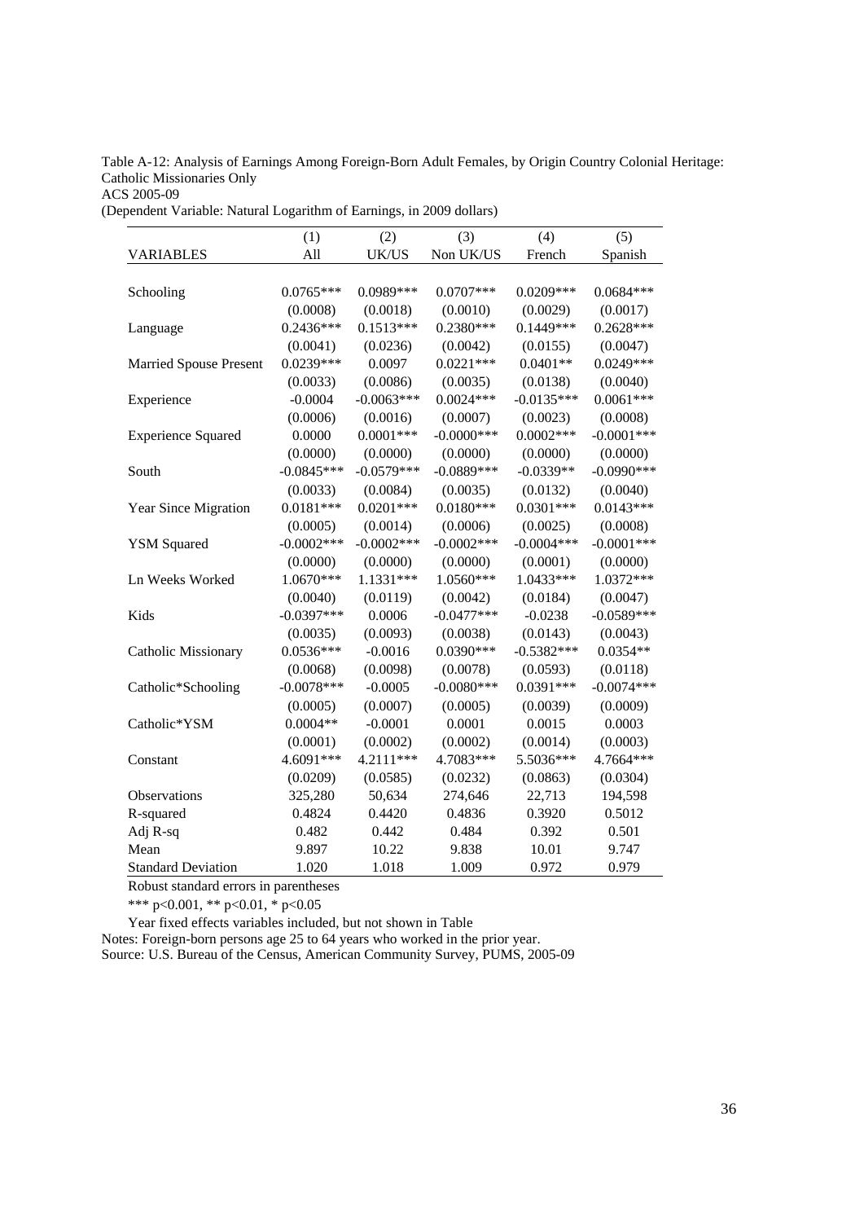Table A-12: Analysis of Earnings Among Foreign-Born Adult Females, by Origin Country Colonial Heritage: Catholic Missionaries Only
ACS 2005-09
(Dependent Variable: Natural Logarithm of Earnings, in 2009 dollars)

| | (1) | (2) | (3) | (4) | (5) |
|---|---|---|---|---|---|
| VARIABLES | All | UK/US | Non UK/US | French | Spanish |
| | | | | | |
| Schooling | 0.0765*** | 0.0989*** | 0.0707*** | 0.0209*** | 0.0684*** |
| | (0.0008) | (0.0018) | (0.0010) | (0.0029) | (0.0017) |
| Language | 0.2436*** | 0.1513*** | 0.2380*** | 0.1449*** | 0.2628*** |
| | (0.0041) | (0.0236) | (0.0042) | (0.0155) | (0.0047) |
| Married Spouse Present | 0.0239*** | 0.0097 | 0.0221*** | 0.0401** | 0.0249*** |
| | (0.0033) | (0.0086) | (0.0035) | (0.0138) | (0.0040) |
| Experience | -0.0004 | -0.0063*** | 0.0024*** | -0.0135*** | 0.0061*** |
| | (0.0006) | (0.0016) | (0.0007) | (0.0023) | (0.0008) |
| Experience Squared | 0.0000 | 0.0001*** | -0.0000*** | 0.0002*** | -0.0001*** |
| | (0.0000) | (0.0000) | (0.0000) | (0.0000) | (0.0000) |
| South | -0.0845*** | -0.0579*** | -0.0889*** | -0.0339** | -0.0990*** |
| | (0.0033) | (0.0084) | (0.0035) | (0.0132) | (0.0040) |
| Year Since Migration | 0.0181*** | 0.0201*** | 0.0180*** | 0.0301*** | 0.0143*** |
| | (0.0005) | (0.0014) | (0.0006) | (0.0025) | (0.0008) |
| YSM Squared | -0.0002*** | -0.0002*** | -0.0002*** | -0.0004*** | -0.0001*** |
| | (0.0000) | (0.0000) | (0.0000) | (0.0001) | (0.0000) |
| Ln Weeks Worked | 1.0670*** | 1.1331*** | 1.0560*** | 1.0433*** | 1.0372*** |
| | (0.0040) | (0.0119) | (0.0042) | (0.0184) | (0.0047) |
| Kids | -0.0397*** | 0.0006 | -0.0477*** | -0.0238 | -0.0589*** |
| | (0.0035) | (0.0093) | (0.0038) | (0.0143) | (0.0043) |
| Catholic Missionary | 0.0536*** | -0.0016 | 0.0390*** | -0.5382*** | 0.0354** |
| | (0.0068) | (0.0098) | (0.0078) | (0.0593) | (0.0118) |
| Catholic*Schooling | -0.0078*** | -0.0005 | -0.0080*** | 0.0391*** | -0.0074*** |
| | (0.0005) | (0.0007) | (0.0005) | (0.0039) | (0.0009) |
| Catholic*YSM | 0.0004** | -0.0001 | 0.0001 | 0.0015 | 0.0003 |
| | (0.0001) | (0.0002) | (0.0002) | (0.0014) | (0.0003) |
| Constant | 4.6091*** | 4.2111*** | 4.7083*** | 5.5036*** | 4.7664*** |
| | (0.0209) | (0.0585) | (0.0232) | (0.0863) | (0.0304) |
| Observations | 325,280 | 50,634 | 274,646 | 22,713 | 194,598 |
| R-squared | 0.4824 | 0.4420 | 0.4836 | 0.3920 | 0.5012 |
| Adj R-sq | 0.482 | 0.442 | 0.484 | 0.392 | 0.501 |
| Mean | 9.897 | 10.22 | 9.838 | 10.01 | 9.747 |
| Standard Deviation | 1.020 | 1.018 | 1.009 | 0.972 | 0.979 |

Robust standard errors in parentheses

*** p<0.001, ** p<0.01, * p<0.05

Year fixed effects variables included, but not shown in Table

Notes: Foreign-born persons age 25 to 64 years who worked in the prior year.

Source: U.S. Bureau of the Census, American Community Survey, PUMS, 2005-09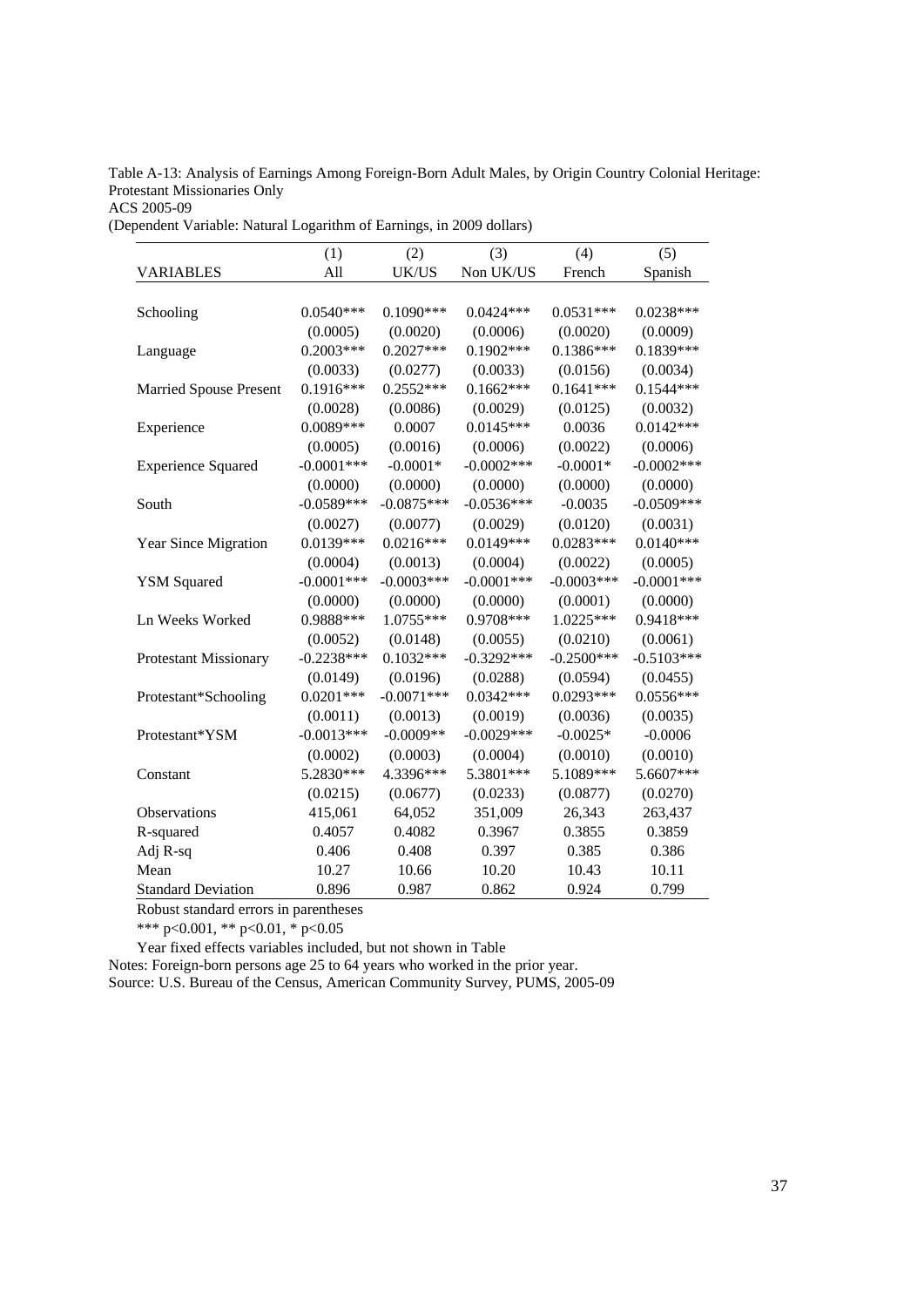Table A-13: Analysis of Earnings Among Foreign-Born Adult Males, by Origin Country Colonial Heritage: Protestant Missionaries Only
ACS 2005-09
(Dependent Variable: Natural Logarithm of Earnings, in 2009 dollars)

| | (1) | (2) | (3) | (4) | (5) |
|---|---|---|---|---|---|
| VARIABLES | All | UK/US | Non UK/US | French | Spanish |
| Schooling | 0.0540*** | 0.1090*** | 0.0424*** | 0.0531*** | 0.0238*** |
| | (0.0005) | (0.0020) | (0.0006) | (0.0020) | (0.0009) |
| Language | 0.2003*** | 0.2027*** | 0.1902*** | 0.1386*** | 0.1839*** |
| | (0.0033) | (0.0277) | (0.0033) | (0.0156) | (0.0034) |
| Married Spouse Present | 0.1916*** | 0.2552*** | 0.1662*** | 0.1641*** | 0.1544*** |
| | (0.0028) | (0.0086) | (0.0029) | (0.0125) | (0.0032) |
| Experience | 0.0089*** | 0.0007 | 0.0145*** | 0.0036 | 0.0142*** |
| | (0.0005) | (0.0016) | (0.0006) | (0.0022) | (0.0006) |
| Experience Squared | -0.0001*** | -0.0001* | -0.0002*** | -0.0001* | -0.0002*** |
| | (0.0000) | (0.0000) | (0.0000) | (0.0000) | (0.0000) |
| South | -0.0589*** | -0.0875*** | -0.0536*** | -0.0035 | -0.0509*** |
| | (0.0027) | (0.0077) | (0.0029) | (0.0120) | (0.0031) |
| Year Since Migration | 0.0139*** | 0.0216*** | 0.0149*** | 0.0283*** | 0.0140*** |
| | (0.0004) | (0.0013) | (0.0004) | (0.0022) | (0.0005) |
| YSM Squared | -0.0001*** | -0.0003*** | -0.0001*** | -0.0003*** | -0.0001*** |
| | (0.0000) | (0.0000) | (0.0000) | (0.0001) | (0.0000) |
| Ln Weeks Worked | 0.9888*** | 1.0755*** | 0.9708*** | 1.0225*** | 0.9418*** |
| | (0.0052) | (0.0148) | (0.0055) | (0.0210) | (0.0061) |
| Protestant Missionary | -0.2238*** | 0.1032*** | -0.3292*** | -0.2500*** | -0.5103*** |
| | (0.0149) | (0.0196) | (0.0288) | (0.0594) | (0.0455) |
| Protestant*Schooling | 0.0201*** | -0.0071*** | 0.0342*** | 0.0293*** | 0.0556*** |
| | (0.0011) | (0.0013) | (0.0019) | (0.0036) | (0.0035) |
| Protestant*YSM | -0.0013*** | -0.0009** | -0.0029*** | -0.0025* | -0.0006 |
| | (0.0002) | (0.0003) | (0.0004) | (0.0010) | (0.0010) |
| Constant | 5.2830*** | 4.3396*** | 5.3801*** | 5.1089*** | 5.6607*** |
| | (0.0215) | (0.0677) | (0.0233) | (0.0877) | (0.0270) |
| Observations | 415,061 | 64,052 | 351,009 | 26,343 | 263,437 |
| R-squared | 0.4057 | 0.4082 | 0.3967 | 0.3855 | 0.3859 |
| Adj R-sq | 0.406 | 0.408 | 0.397 | 0.385 | 0.386 |
| Mean | 10.27 | 10.66 | 10.20 | 10.43 | 10.11 |
| Standard Deviation | 0.896 | 0.987 | 0.862 | 0.924 | 0.799 |

Robust standard errors in parentheses

*** p<0.001, ** p<0.01, * p<0.05

Year fixed effects variables included, but not shown in Table

Notes: Foreign-born persons age 25 to 64 years who worked in the prior year.

Source: U.S. Bureau of the Census, American Community Survey, PUMS, 2005-09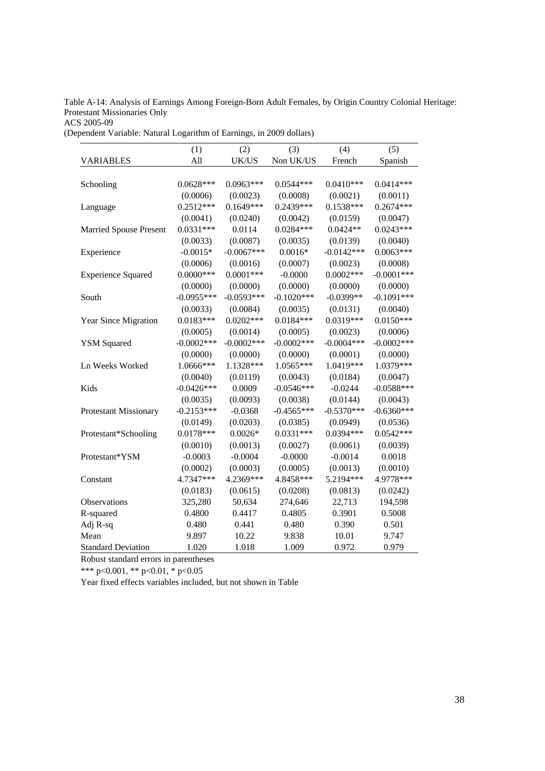Table A-14: Analysis of Earnings Among Foreign-Born Adult Females, by Origin Country Colonial Heritage: Protestant Missionaries Only
ACS 2005-09
(Dependent Variable: Natural Logarithm of Earnings, in 2009 dollars)

| | (1) | (2) | (3) | (4) | (5) |
|---|---|---|---|---|---|
| VARIABLES | All | UK/US | Non UK/US | French | Spanish |
| Schooling | 0.0628*** | 0.0963*** | 0.0544*** | 0.0410*** | 0.0414*** |
| | (0.0006) | (0.0023) | (0.0008) | (0.0021) | (0.0011) |
| Language | 0.2512*** | 0.1649*** | 0.2439*** | 0.1538*** | 0.2674*** |
| | (0.0041) | (0.0240) | (0.0042) | (0.0159) | (0.0047) |
| Married Spouse Present | 0.0331*** | 0.0114 | 0.0284*** | 0.0424** | 0.0243*** |
| | (0.0033) | (0.0087) | (0.0035) | (0.0139) | (0.0040) |
| Experience | -0.0015* | -0.0067*** | 0.0016* | -0.0142*** | 0.0063*** |
| | (0.0006) | (0.0016) | (0.0007) | (0.0023) | (0.0008) |
| Experience Squared | 0.0000*** | 0.0001*** | -0.0000 | 0.0002*** | -0.0001*** |
| | (0.0000) | (0.0000) | (0.0000) | (0.0000) | (0.0000) |
| South | -0.0955*** | -0.0593*** | -0.1020*** | -0.0399** | -0.1091*** |
| | (0.0033) | (0.0084) | (0.0035) | (0.0131) | (0.0040) |
| Year Since Migration | 0.0183*** | 0.0202*** | 0.0184*** | 0.0319*** | 0.0150*** |
| | (0.0005) | (0.0014) | (0.0005) | (0.0023) | (0.0006) |
| YSM Squared | -0.0002*** | -0.0002*** | -0.0002*** | -0.0004*** | -0.0002*** |
| | (0.0000) | (0.0000) | (0.0000) | (0.0001) | (0.0000) |
| Ln Weeks Worked | 1.0666*** | 1.1328*** | 1.0565*** | 1.0419*** | 1.0379*** |
| | (0.0040) | (0.0119) | (0.0043) | (0.0184) | (0.0047) |
| Kids | -0.0426*** | 0.0009 | -0.0546*** | -0.0244 | -0.0588*** |
| | (0.0035) | (0.0093) | (0.0038) | (0.0144) | (0.0043) |
| Protestant Missionary | -0.2153*** | -0.0368 | -0.4565*** | -0.5370*** | -0.6360*** |
| | (0.0149) | (0.0203) | (0.0385) | (0.0949) | (0.0536) |
| Protestant*Schooling | 0.0178*** | 0.0026* | 0.0331*** | 0.0394*** | 0.0542*** |
| | (0.0010) | (0.0013) | (0.0027) | (0.0061) | (0.0039) |
| Protestant*YSM | -0.0003 | -0.0004 | -0.0000 | -0.0014 | 0.0018 |
| | (0.0002) | (0.0003) | (0.0005) | (0.0013) | (0.0010) |
| Constant | 4.7347*** | 4.2369*** | 4.8458*** | 5.2194*** | 4.9778*** |
| | (0.0183) | (0.0615) | (0.0208) | (0.0813) | (0.0242) |
| Observations | 325,280 | 50,634 | 274,646 | 22,713 | 194,598 |
| R-squared | 0.4800 | 0.4417 | 0.4805 | 0.3901 | 0.5008 |
| Adj R-sq | 0.480 | 0.441 | 0.480 | 0.390 | 0.501 |
| Mean | 9.897 | 10.22 | 9.838 | 10.01 | 9.747 |
| Standard Deviation | 1.020 | 1.018 | 1.009 | 0.972 | 0.979 |

Robust standard errors in parentheses

*** p<0.001, ** p<0.01, * p<0.05

Year fixed effects variables included, but not shown in Table